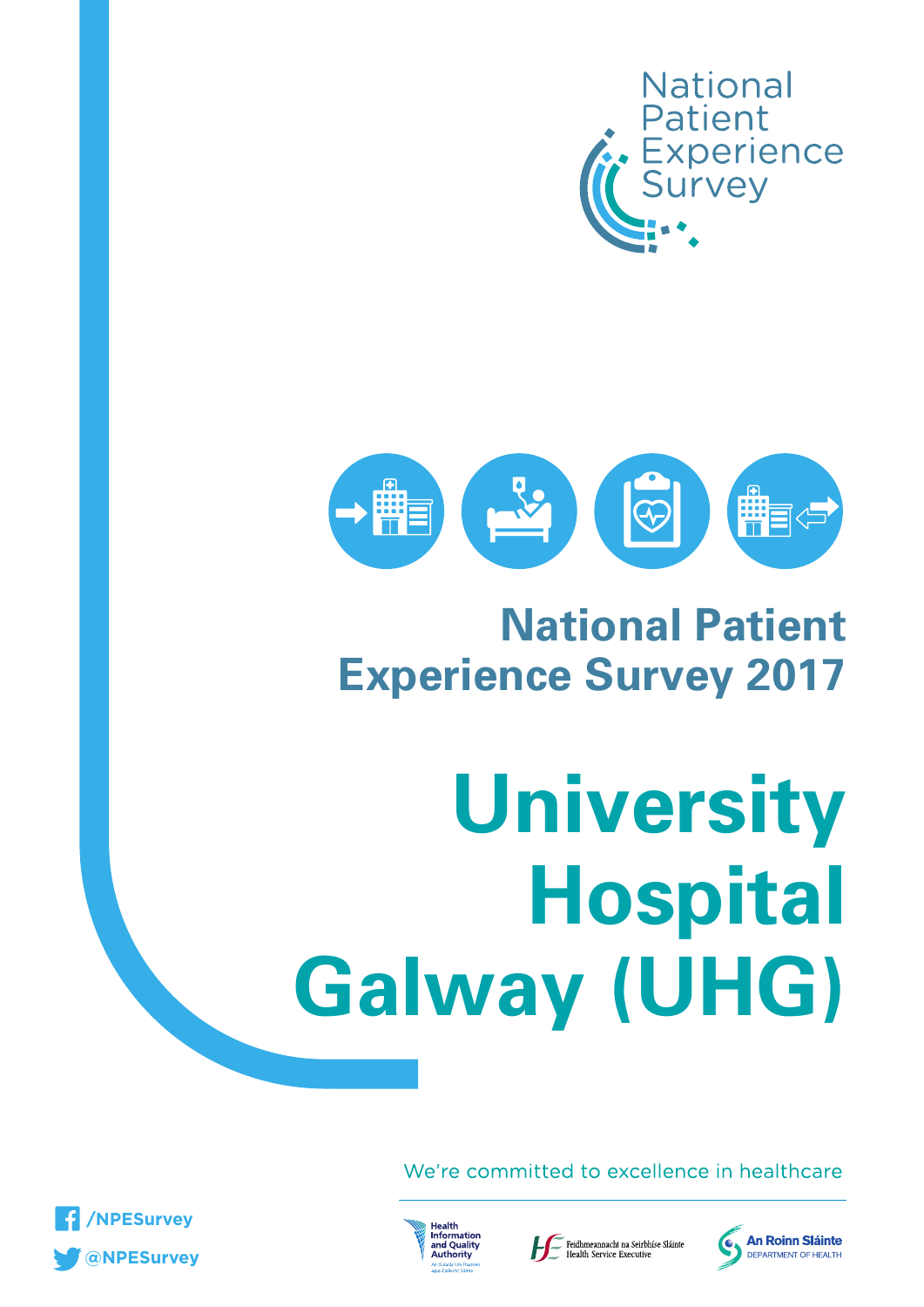National Patient Experience Survey

# National Patient Experience Survey 2017

# University Hospital Galway (UHG)

We're committed to excellence in healthcare

/NPESurvey

@NPESurvey

Health Information and Quality Authority

An tÚdarás Um Fhaisnéis agus Cáilíocht Sláinte

Feidhmeannacht na Seirbhíse Sláinte
Health Service Executive

An Roinn Sláinte
DEPARTMENT OF HEALTH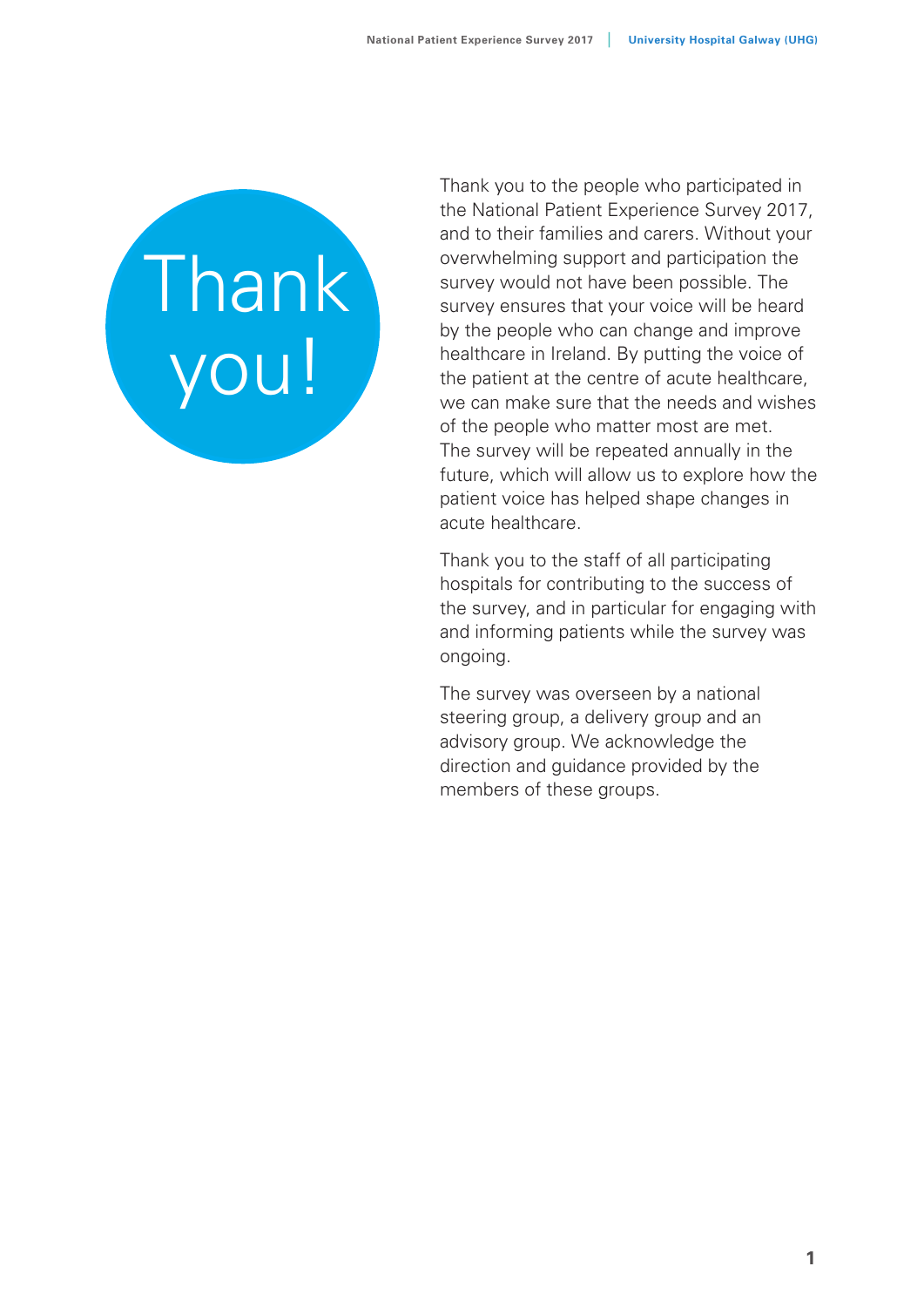# Thank you!

Thank you to the people who participated in the National Patient Experience Survey 2017, and to their families and carers. Without your overwhelming support and participation the survey would not have been possible. The survey ensures that your voice will be heard by the people who can change and improve healthcare in Ireland. By putting the voice of the patient at the centre of acute healthcare, we can make sure that the needs and wishes of the people who matter most are met. The survey will be repeated annually in the future, which will allow us to explore how the patient voice has helped shape changes in acute healthcare.

Thank you to the staff of all participating hospitals for contributing to the success of the survey, and in particular for engaging with and informing patients while the survey was ongoing.

The survey was overseen by a national steering group, a delivery group and an advisory group. We acknowledge the direction and guidance provided by the members of these groups.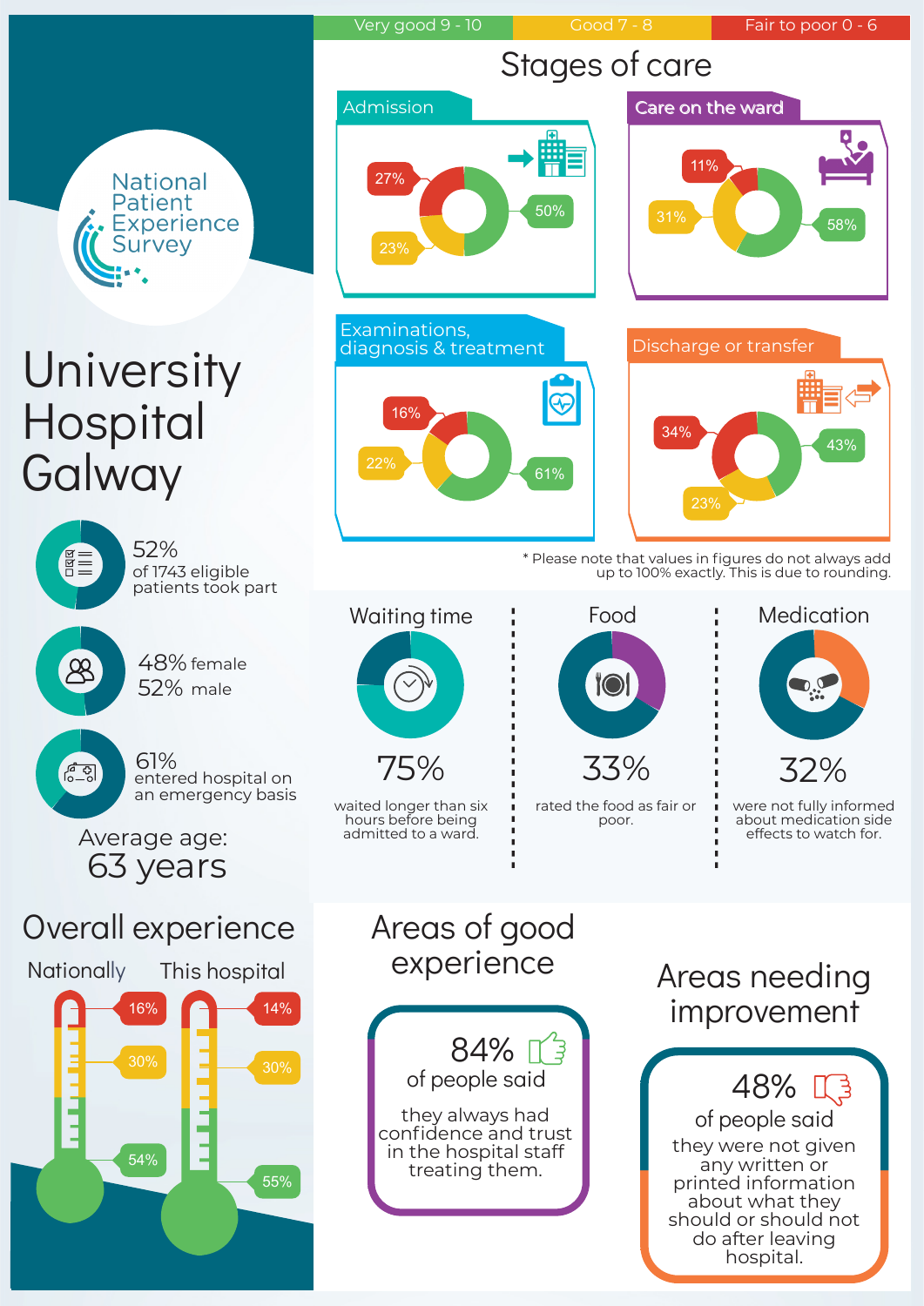National Patient Experience Survey

# University Hospital Galway

52% of 1743 eligible patients took part

48% female
52% male

61% entered hospital on an emergency basis

Average age:
63 years

Very good 9 - 10 | Good 7 - 8 | Fair to poor 0 - 6

## Stages of care

### Admission

- Very good: 50%
- Good: 23%
- Fair to poor: 27%

### Care on the ward

- Very good: 58%
- Good: 31%
- Fair to poor: 11%

### Examinations, diagnosis & treatment

- Very good: 61%
- Good: 22%
- Fair to poor: 16%

### Discharge or transfer

- Very good: 43%
- Good: 23%
- Fair to poor: 34%

* Please note that values in figures do not always add up to 100% exactly. This is due to rounding.

### Waiting time

75% waited longer than six hours before being admitted to a ward.

### Food

33% rated the food as fair or poor.

### Medication

32% were not fully informed about medication side effects to watch for.

## Overall experience

| | Nationally | This hospital |
|---|---|---|
| Fair to poor | 16% | 14% |
| Good | 30% | 30% |
| Very good | 54% | 55% |

## Areas of good experience

84% of people said they always had confidence and trust in the hospital staff treating them.

## Areas needing improvement

48% of people said they were not given any written or printed information about what they should or should not do after leaving hospital.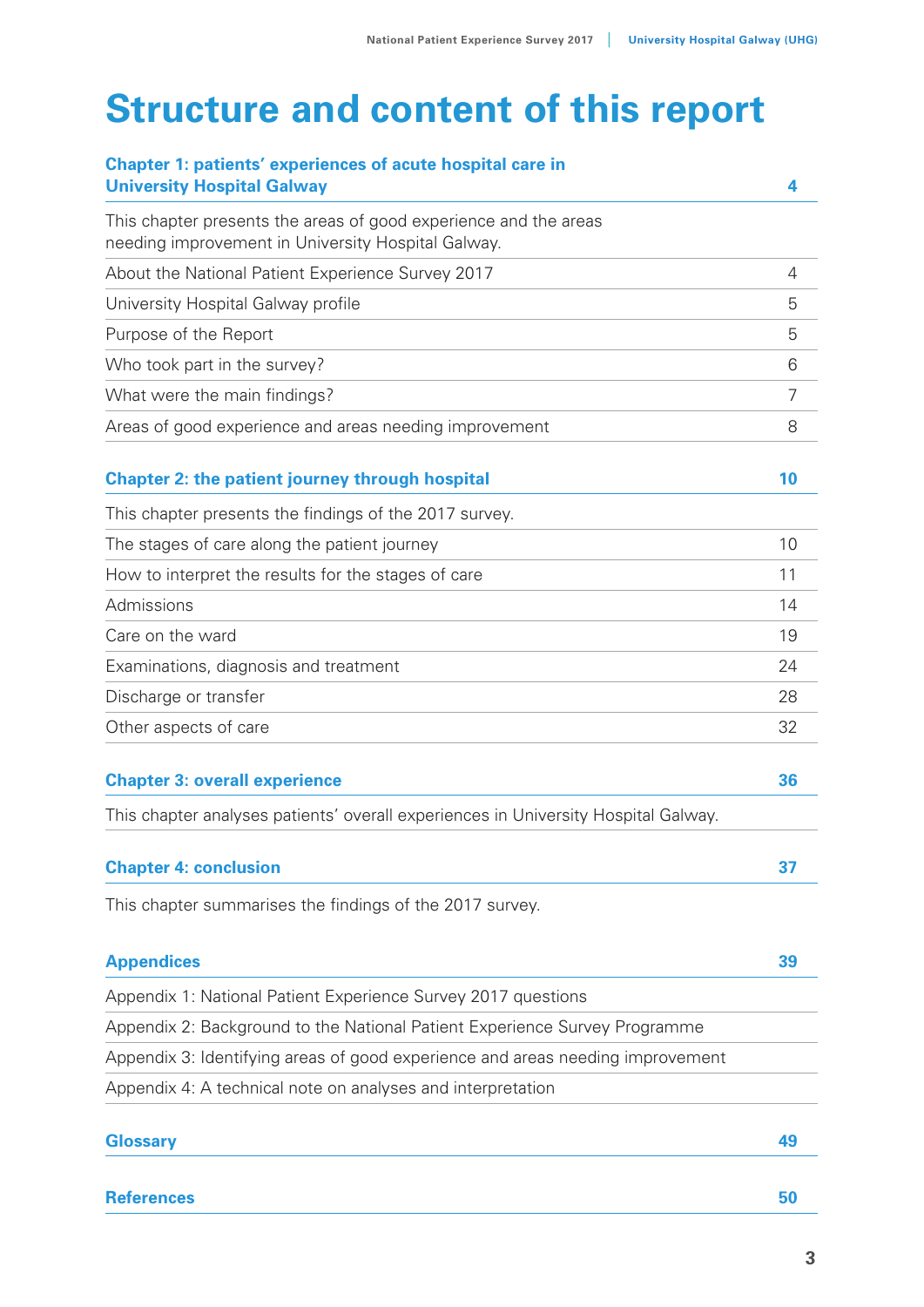# Structure and content of this report

| Chapter 1: patients' experiences of acute hospital care in University Hospital Galway | 4 |
|---|---|
| This chapter presents the areas of good experience and the areas needing improvement in University Hospital Galway. | |
| About the National Patient Experience Survey 2017 | 4 |
| University Hospital Galway profile | 5 |
| Purpose of the Report | 5 |
| Who took part in the survey? | 6 |
| What were the main findings? | 7 |
| Areas of good experience and areas needing improvement | 8 |

| Chapter 2: the patient journey through hospital | 10 |
|---|---|
| This chapter presents the findings of the 2017 survey. | |
| The stages of care along the patient journey | 10 |
| How to interpret the results for the stages of care | 11 |
| Admissions | 14 |
| Care on the ward | 19 |
| Examinations, diagnosis and treatment | 24 |
| Discharge or transfer | 28 |
| Other aspects of care | 32 |

| Chapter 3: overall experience | 36 |
|---|---|
| This chapter analyses patients' overall experiences in University Hospital Galway. | |

| Chapter 4: conclusion | 37 |
|---|---|
| This chapter summarises the findings of the 2017 survey. | |

| Appendices | 39 |
|---|---|
| Appendix 1: National Patient Experience Survey 2017 questions | |
| Appendix 2: Background to the National Patient Experience Survey Programme | |
| Appendix 3: Identifying areas of good experience and areas needing improvement | |
| Appendix 4: A technical note on analyses and interpretation | |

| Glossary | 49 |
|---|---|

| References | 50 |
|---|---|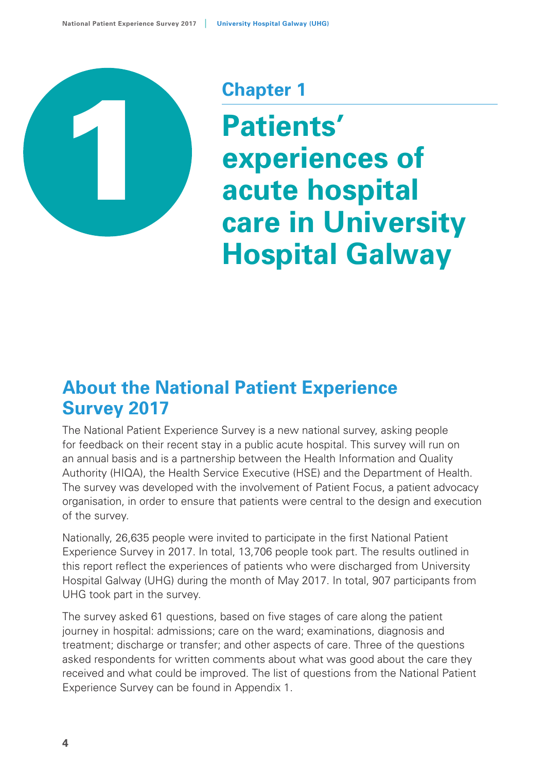# Chapter 1

# Patients' experiences of acute hospital care in University Hospital Galway

## About the National Patient Experience Survey 2017

The National Patient Experience Survey is a new national survey, asking people for feedback on their recent stay in a public acute hospital. This survey will run on an annual basis and is a partnership between the Health Information and Quality Authority (HIQA), the Health Service Executive (HSE) and the Department of Health. The survey was developed with the involvement of Patient Focus, a patient advocacy organisation, in order to ensure that patients were central to the design and execution of the survey.

Nationally, 26,635 people were invited to participate in the first National Patient Experience Survey in 2017. In total, 13,706 people took part. The results outlined in this report reflect the experiences of patients who were discharged from University Hospital Galway (UHG) during the month of May 2017. In total, 907 participants from UHG took part in the survey.

The survey asked 61 questions, based on five stages of care along the patient journey in hospital: admissions; care on the ward; examinations, diagnosis and treatment; discharge or transfer; and other aspects of care. Three of the questions asked respondents for written comments about what was good about the care they received and what could be improved. The list of questions from the National Patient Experience Survey can be found in Appendix 1.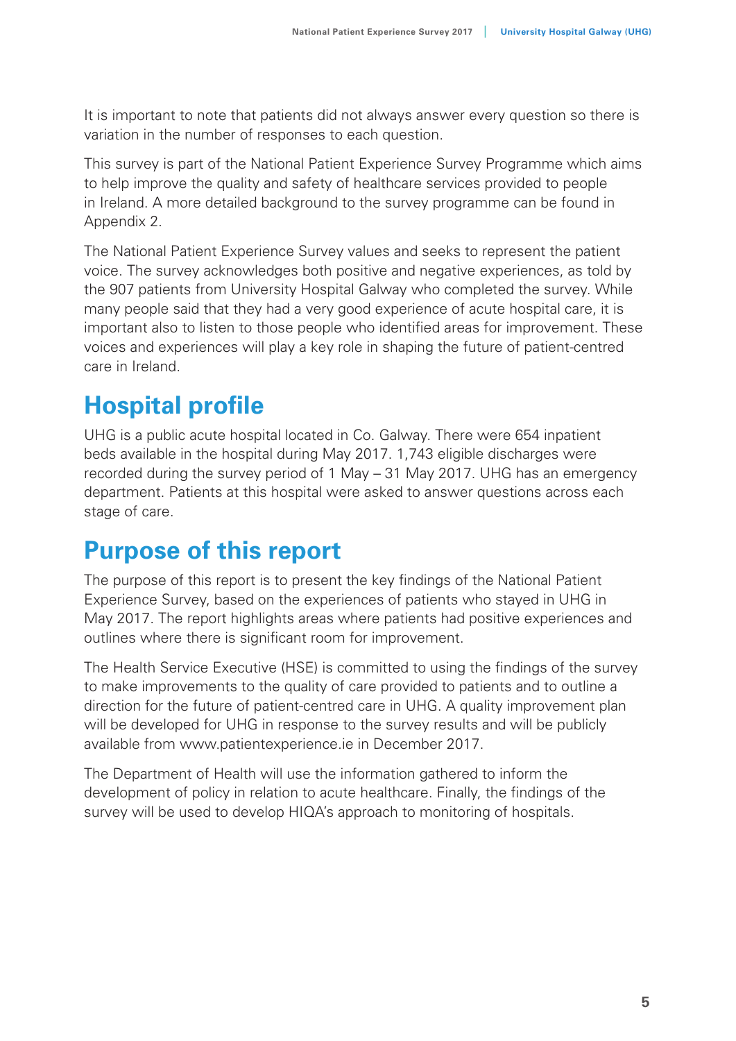It is important to note that patients did not always answer every question so there is variation in the number of responses to each question.

This survey is part of the National Patient Experience Survey Programme which aims to help improve the quality and safety of healthcare services provided to people in Ireland. A more detailed background to the survey programme can be found in Appendix 2.

The National Patient Experience Survey values and seeks to represent the patient voice. The survey acknowledges both positive and negative experiences, as told by the 907 patients from University Hospital Galway who completed the survey. While many people said that they had a very good experience of acute hospital care, it is important also to listen to those people who identified areas for improvement. These voices and experiences will play a key role in shaping the future of patient-centred care in Ireland.

## Hospital profile

UHG is a public acute hospital located in Co. Galway. There were 654 inpatient beds available in the hospital during May 2017. 1,743 eligible discharges were recorded during the survey period of 1 May – 31 May 2017. UHG has an emergency department. Patients at this hospital were asked to answer questions across each stage of care.

## Purpose of this report

The purpose of this report is to present the key findings of the National Patient Experience Survey, based on the experiences of patients who stayed in UHG in May 2017. The report highlights areas where patients had positive experiences and outlines where there is significant room for improvement.

The Health Service Executive (HSE) is committed to using the findings of the survey to make improvements to the quality of care provided to patients and to outline a direction for the future of patient-centred care in UHG. A quality improvement plan will be developed for UHG in response to the survey results and will be publicly available from www.patientexperience.ie in December 2017.

The Department of Health will use the information gathered to inform the development of policy in relation to acute healthcare. Finally, the findings of the survey will be used to develop HIQA's approach to monitoring of hospitals.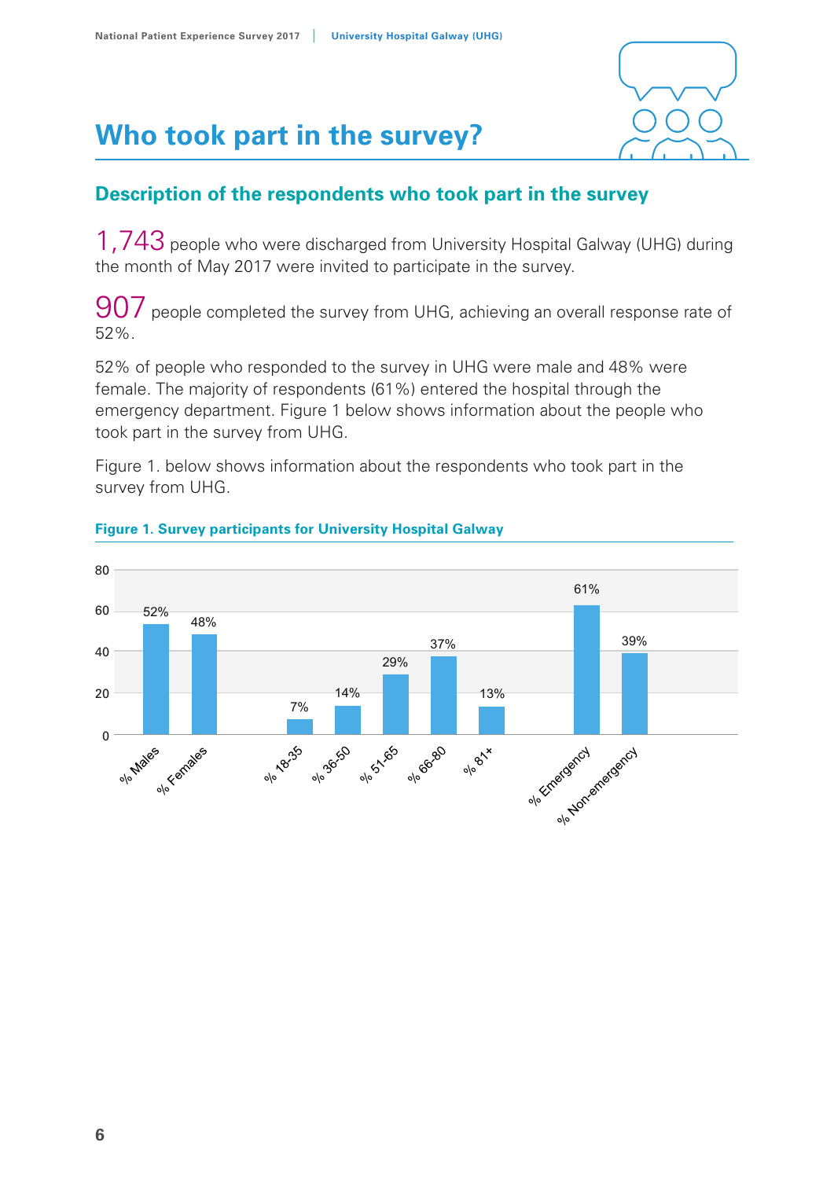# Who took part in the survey?

## Description of the respondents who took part in the survey

1,743 people who were discharged from University Hospital Galway (UHG) during the month of May 2017 were invited to participate in the survey.

907 people completed the survey from UHG, achieving an overall response rate of 52%.

52% of people who responded to the survey in UHG were male and 48% were female. The majority of respondents (61%) entered the hospital through the emergency department. Figure 1 below shows information about the people who took part in the survey from UHG.

Figure 1. below shows information about the respondents who took part in the survey from UHG.

**Figure 1. Survey participants for University Hospital Galway**

| Category | Percentage |
|---|---|
| % Males | 52% |
| % Females | 48% |
| % 18-35 | 7% |
| % 36-50 | 14% |
| % 51-65 | 29% |
| % 66-80 | 37% |
| % 81+ | 13% |
| % Emergency | 61% |
| % Non-emergency | 39% |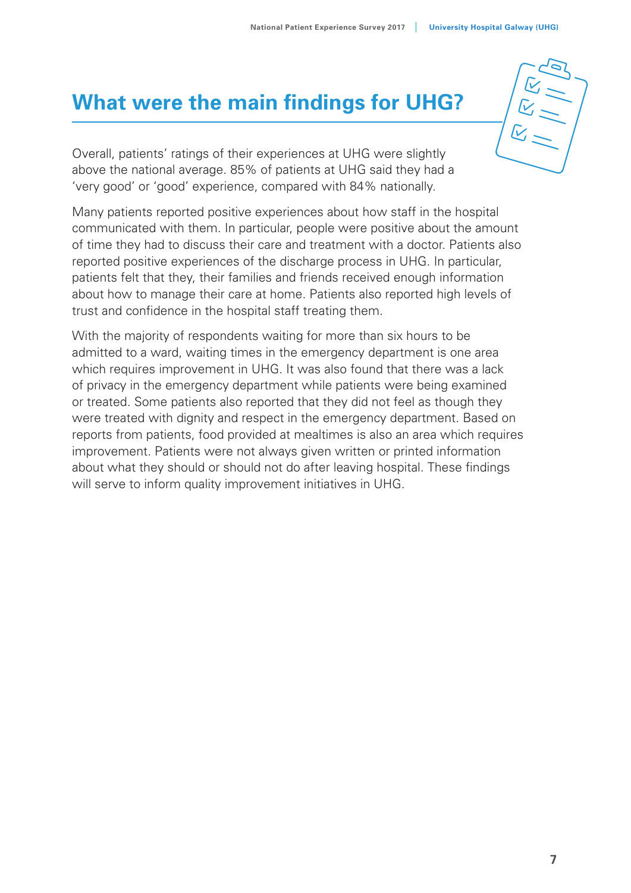# What were the main findings for UHG?

Overall, patients' ratings of their experiences at UHG were slightly above the national average. 85% of patients at UHG said they had a 'very good' or 'good' experience, compared with 84% nationally.

Many patients reported positive experiences about how staff in the hospital communicated with them. In particular, people were positive about the amount of time they had to discuss their care and treatment with a doctor. Patients also reported positive experiences of the discharge process in UHG. In particular, patients felt that they, their families and friends received enough information about how to manage their care at home. Patients also reported high levels of trust and confidence in the hospital staff treating them.

With the majority of respondents waiting for more than six hours to be admitted to a ward, waiting times in the emergency department is one area which requires improvement in UHG. It was also found that there was a lack of privacy in the emergency department while patients were being examined or treated. Some patients also reported that they did not feel as though they were treated with dignity and respect in the emergency department. Based on reports from patients, food provided at mealtimes is also an area which requires improvement. Patients were not always given written or printed information about what they should or should not do after leaving hospital. These findings will serve to inform quality improvement initiatives in UHG.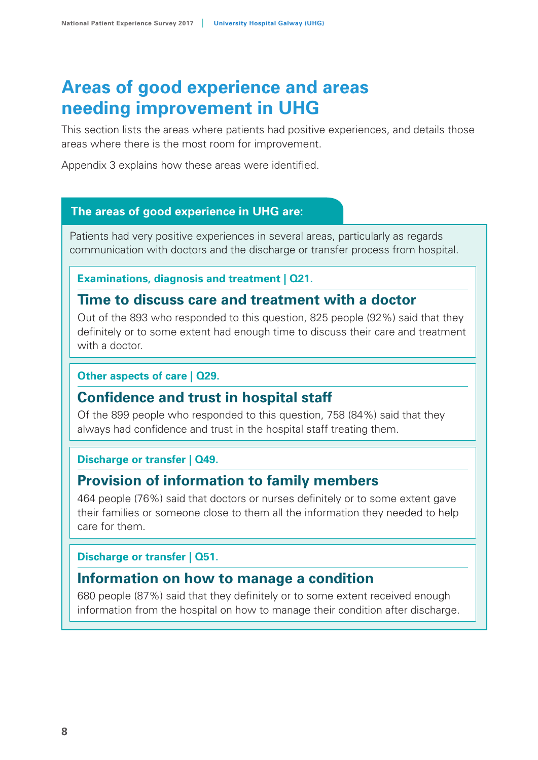# Areas of good experience and areas needing improvement in UHG

This section lists the areas where patients had positive experiences, and details those areas where there is the most room for improvement.

Appendix 3 explains how these areas were identified.

## The areas of good experience in UHG are:

Patients had very positive experiences in several areas, particularly as regards communication with doctors and the discharge or transfer process from hospital.

**Examinations, diagnosis and treatment | Q21.**

### Time to discuss care and treatment with a doctor

Out of the 893 who responded to this question, 825 people (92%) said that they definitely or to some extent had enough time to discuss their care and treatment with a doctor.

**Other aspects of care | Q29.**

### Confidence and trust in hospital staff

Of the 899 people who responded to this question, 758 (84%) said that they always had confidence and trust in the hospital staff treating them.

**Discharge or transfer | Q49.**

### Provision of information to family members

464 people (76%) said that doctors or nurses definitely or to some extent gave their families or someone close to them all the information they needed to help care for them.

**Discharge or transfer | Q51.**

### Information on how to manage a condition

680 people (87%) said that they definitely or to some extent received enough information from the hospital on how to manage their condition after discharge.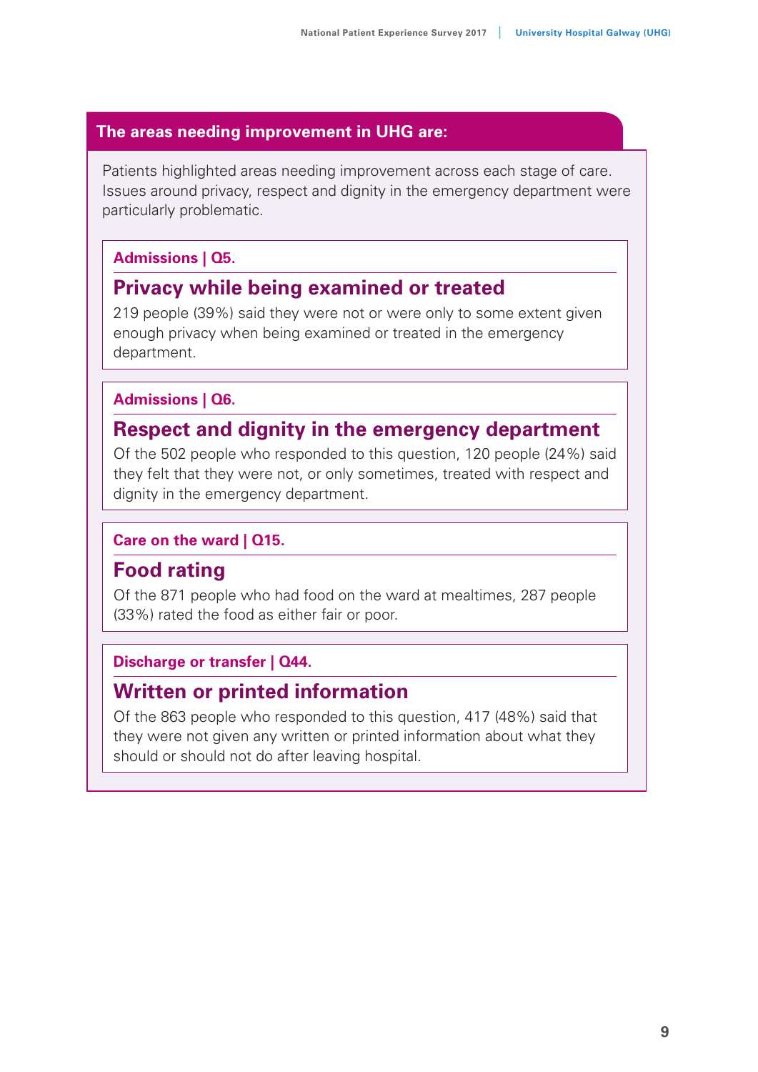## The areas needing improvement in UHG are:

Patients highlighted areas needing improvement across each stage of care. Issues around privacy, respect and dignity in the emergency department were particularly problematic.

**Admissions | Q5.**

### Privacy while being examined or treated

219 people (39%) said they were not or were only to some extent given enough privacy when being examined or treated in the emergency department.

**Admissions | Q6.**

### Respect and dignity in the emergency department

Of the 502 people who responded to this question, 120 people (24%) said they felt that they were not, or only sometimes, treated with respect and dignity in the emergency department.

**Care on the ward | Q15.**

### Food rating

Of the 871 people who had food on the ward at mealtimes, 287 people (33%) rated the food as either fair or poor.

**Discharge or transfer | Q44.**

### Written or printed information

Of the 863 people who responded to this question, 417 (48%) said that they were not given any written or printed information about what they should or should not do after leaving hospital.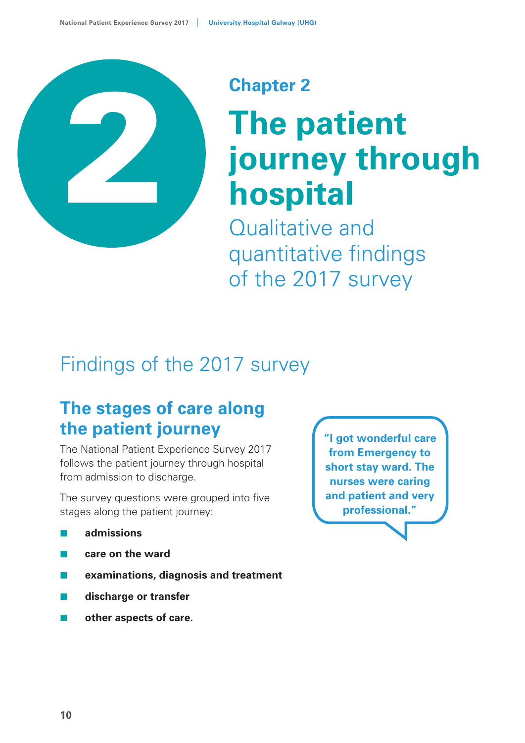# Chapter 2

# The patient journey through hospital

Qualitative and quantitative findings of the 2017 survey

## Findings of the 2017 survey

### The stages of care along the patient journey

The National Patient Experience Survey 2017 follows the patient journey through hospital from admission to discharge.

The survey questions were grouped into five stages along the patient journey:

- **admissions**
- **care on the ward**
- **examinations, diagnosis and treatment**
- **discharge or transfer**
- **other aspects of care.**

**"I got wonderful care from Emergency to short stay ward. The nurses were caring and patient and very professional."**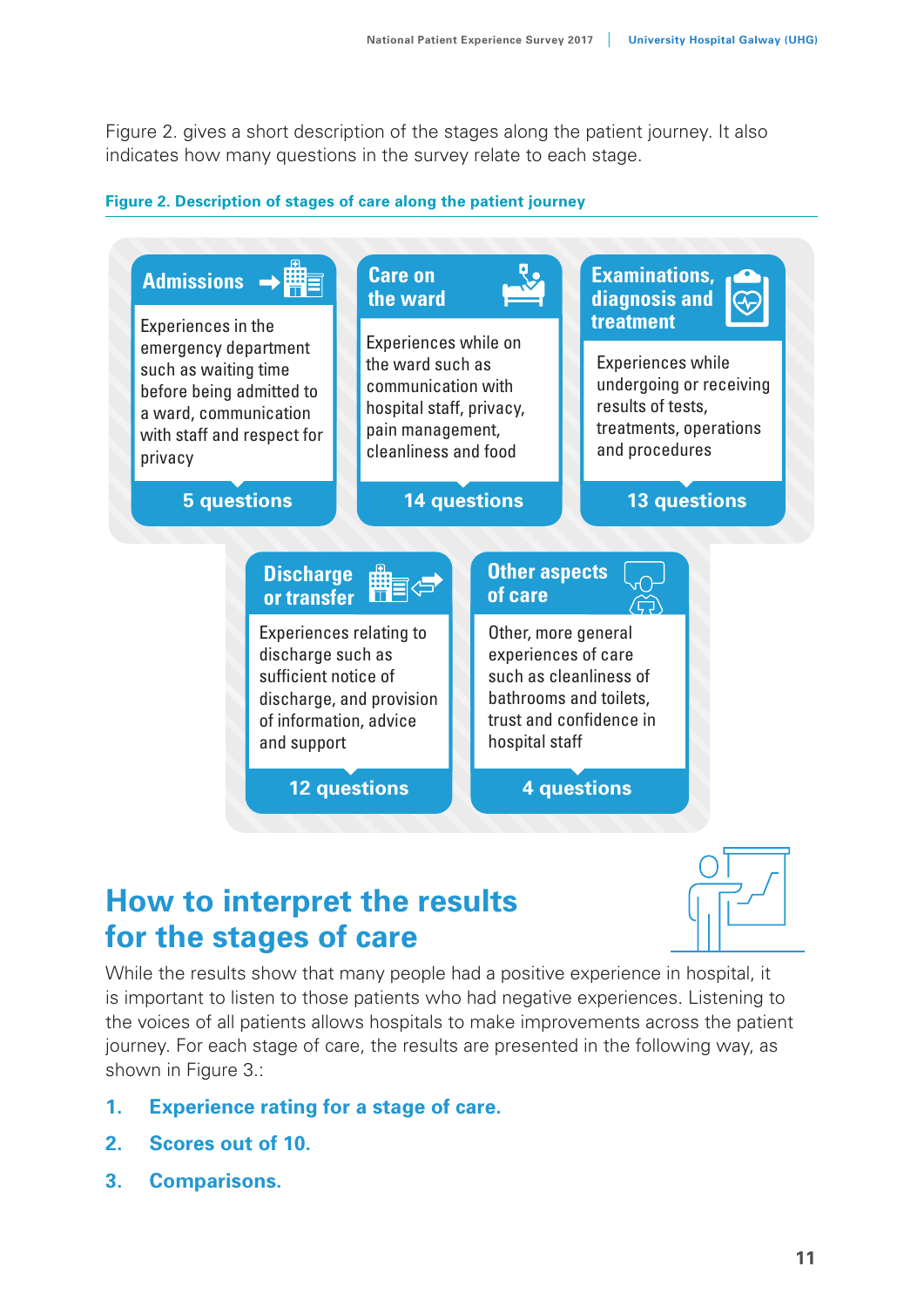Figure 2. gives a short description of the stages along the patient journey. It also indicates how many questions in the survey relate to each stage.

**Figure 2. Description of stages of care along the patient journey**

**Admissions**

Experiences in the emergency department such as waiting time before being admitted to a ward, communication with staff and respect for privacy

**5 questions**

**Care on the ward**

Experiences while on the ward such as communication with hospital staff, privacy, pain management, cleanliness and food

**14 questions**

**Examinations, diagnosis and treatment**

Experiences while undergoing or receiving results of tests, treatments, operations and procedures

**13 questions**

**Discharge or transfer**

Experiences relating to discharge such as sufficient notice of discharge, and provision of information, advice and support

**12 questions**

**Other aspects of care**

Other, more general experiences of care such as cleanliness of bathrooms and toilets, trust and confidence in hospital staff

**4 questions**

# How to interpret the results for the stages of care

While the results show that many people had a positive experience in hospital, it is important to listen to those patients who had negative experiences. Listening to the voices of all patients allows hospitals to make improvements across the patient journey. For each stage of care, the results are presented in the following way, as shown in Figure 3.:

1. **Experience rating for a stage of care.**
2. **Scores out of 10.**
3. **Comparisons.**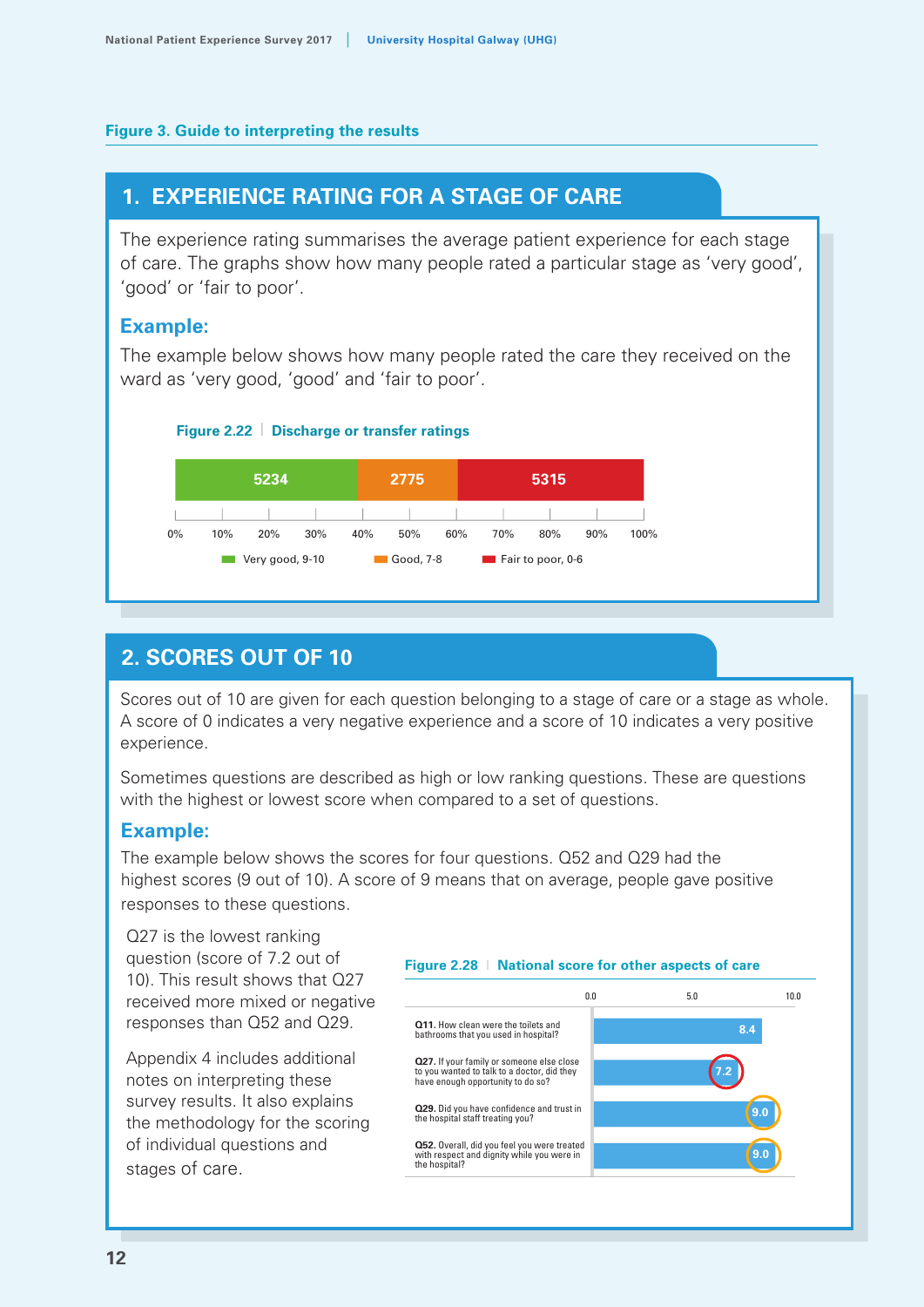## Figure 3. Guide to interpreting the results

### 1. EXPERIENCE RATING FOR A STAGE OF CARE

The experience rating summarises the average patient experience for each stage of care. The graphs show how many people rated a particular stage as 'very good', 'good' or 'fair to poor'.

**Example:**

The example below shows how many people rated the care they received on the ward as 'very good, 'good' and 'fair to poor'.

**Figure 2.22 | Discharge or transfer ratings**

| Very good, 9-10 | Good, 7-8 | Fair to poor, 0-6 |
|---|---|---|
| 5234 | 2775 | 5315 |

### 2. SCORES OUT OF 10

Scores out of 10 are given for each question belonging to a stage of care or a stage as whole. A score of 0 indicates a very negative experience and a score of 10 indicates a very positive experience.

Sometimes questions are described as high or low ranking questions. These are questions with the highest or lowest score when compared to a set of questions.

**Example:**

The example below shows the scores for four questions. Q52 and Q29 had the highest scores (9 out of 10). A score of 9 means that on average, people gave positive responses to these questions.

Q27 is the lowest ranking question (score of 7.2 out of 10). This result shows that Q27 received more mixed or negative responses than Q52 and Q29.

Appendix 4 includes additional notes on interpreting these survey results. It also explains the methodology for the scoring of individual questions and stages of care.

**Figure 2.28 | National score for other aspects of care**

| Question | Score (0.0–10.0) |
|---|---|
| **Q11.** How clean were the toilets and bathrooms that you used in hospital? | 8.4 |
| **Q27.** If your family or someone else close to you wanted to talk to a doctor, did they have enough opportunity to do so? | 7.2 |
| **Q29.** Did you have confidence and trust in the hospital staff treating you? | 9.0 |
| **Q52.** Overall, did you feel you were treated with respect and dignity while you were in the hospital? | 9.0 |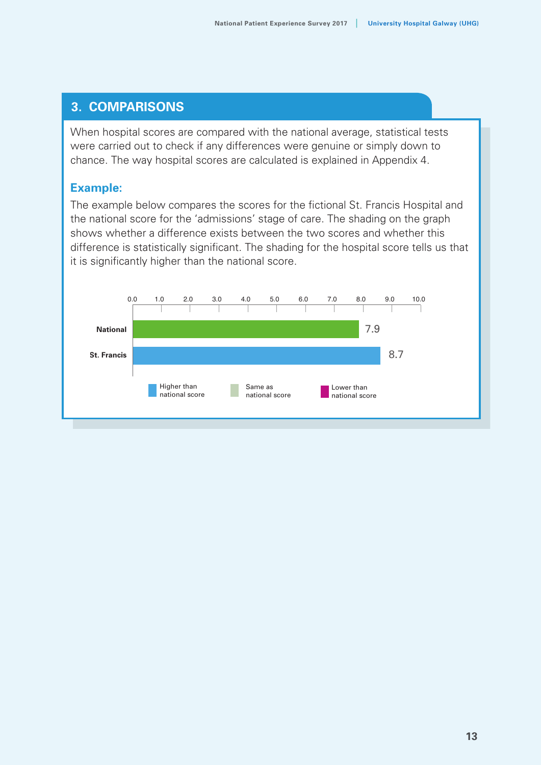## 3. COMPARISONS

When hospital scores are compared with the national average, statistical tests were carried out to check if any differences were genuine or simply down to chance. The way hospital scores are calculated is explained in Appendix 4.

### Example:

The example below compares the scores for the fictional St. Francis Hospital and the national score for the 'admissions' stage of care. The shading on the graph shows whether a difference exists between the two scores and whether this difference is statistically significant. The shading for the hospital score tells us that it is significantly higher than the national score.

| | Score |
|---|---|
| National | 7.9 |
| St. Francis | 8.7 |

Higher than national score | Same as national score | Lower than national score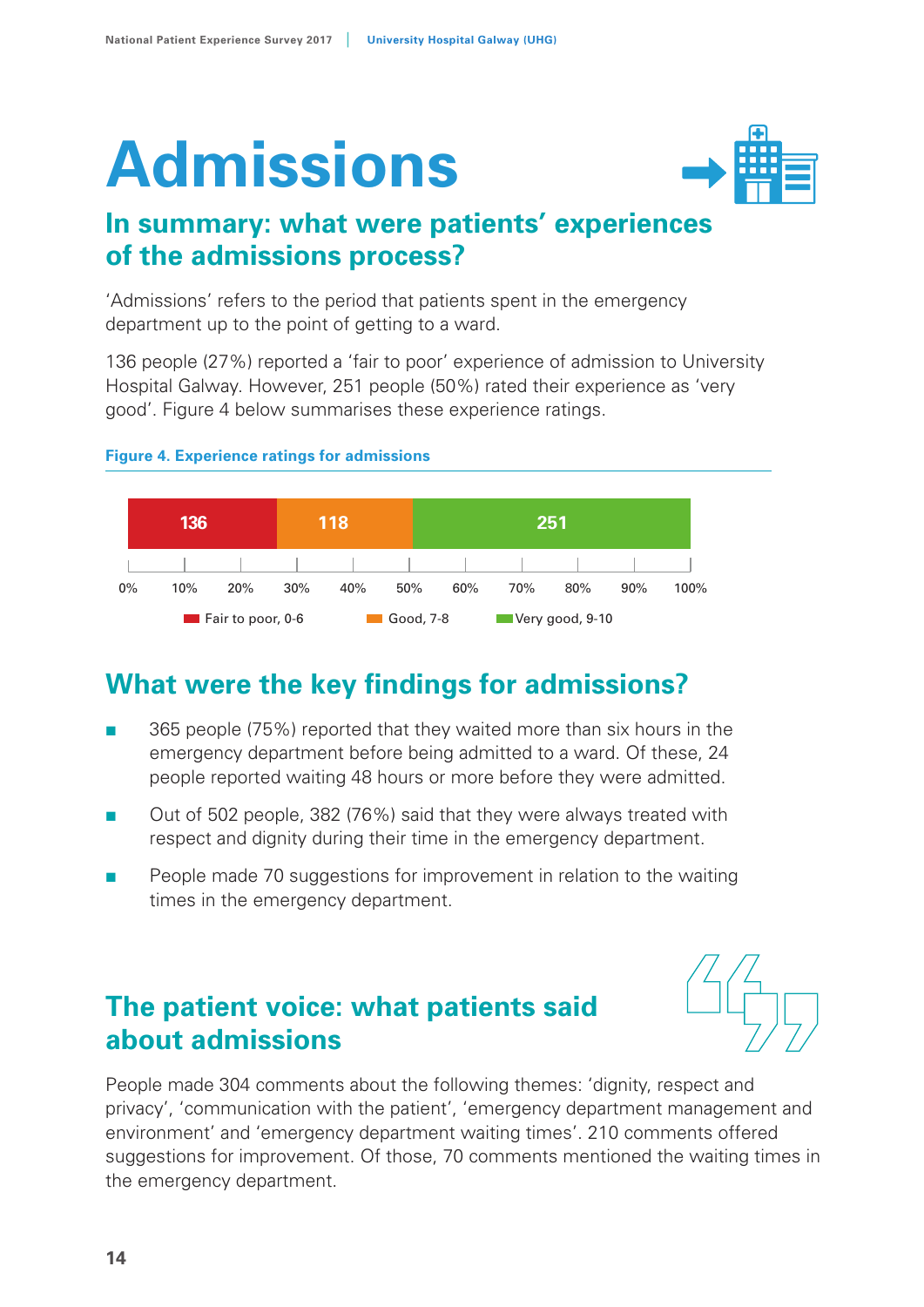# Admissions

## In summary: what were patients' experiences of the admissions process?

'Admissions' refers to the period that patients spent in the emergency department up to the point of getting to a ward.

136 people (27%) reported a 'fair to poor' experience of admission to University Hospital Galway. However, 251 people (50%) rated their experience as 'very good'. Figure 4 below summarises these experience ratings.

**Figure 4. Experience ratings for admissions**

| Fair to poor, 0-6 | Good, 7-8 | Very good, 9-10 |
|---|---|---|
| 136 | 118 | 251 |

## What were the key findings for admissions?

- 365 people (75%) reported that they waited more than six hours in the emergency department before being admitted to a ward. Of these, 24 people reported waiting 48 hours or more before they were admitted.
- Out of 502 people, 382 (76%) said that they were always treated with respect and dignity during their time in the emergency department.
- People made 70 suggestions for improvement in relation to the waiting times in the emergency department.

## The patient voice: what patients said about admissions

People made 304 comments about the following themes: 'dignity, respect and privacy', 'communication with the patient', 'emergency department management and environment' and 'emergency department waiting times'. 210 comments offered suggestions for improvement. Of those, 70 comments mentioned the waiting times in the emergency department.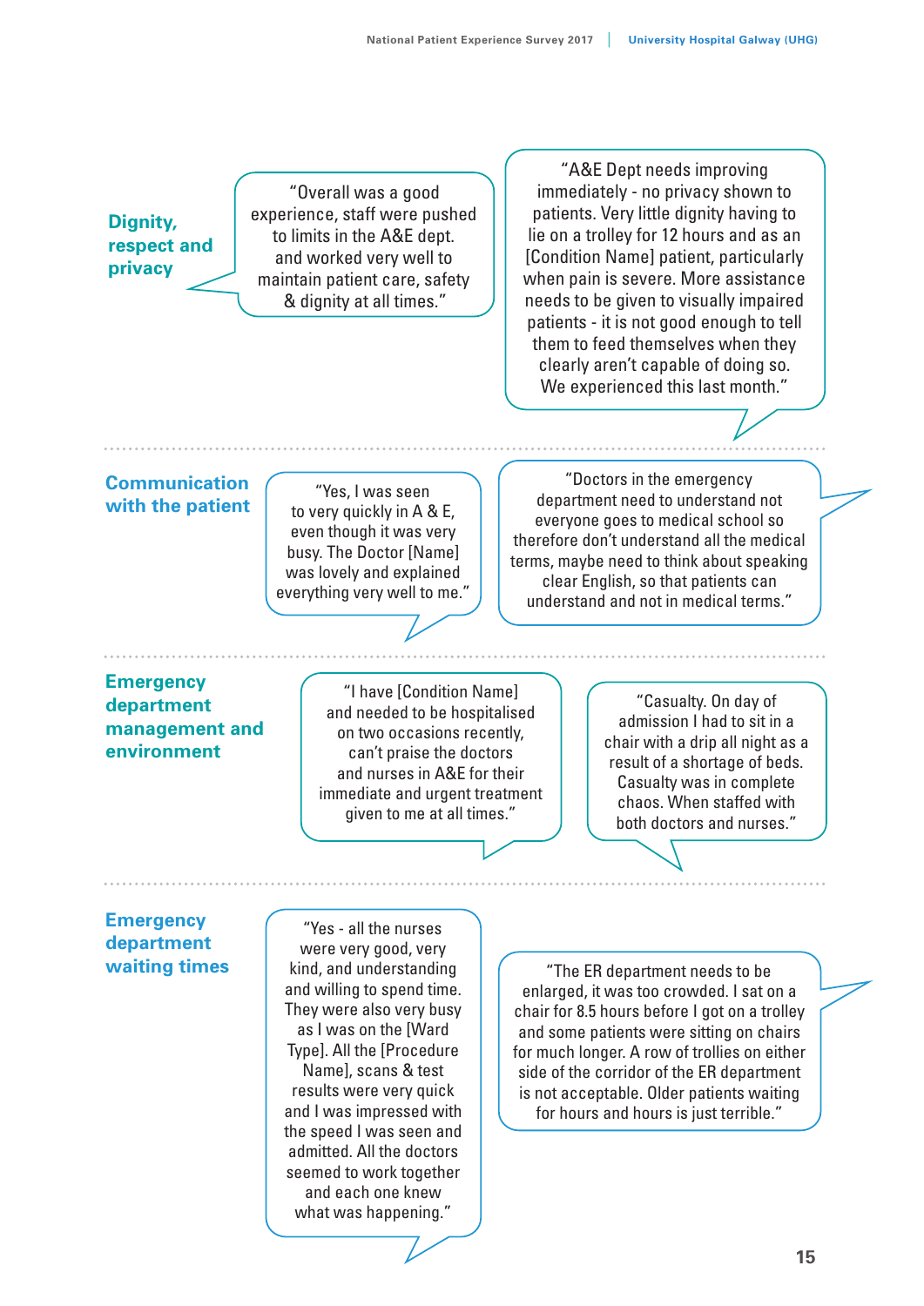## Dignity, respect and privacy

"Overall was a good experience, staff were pushed to limits in the A&E dept. and worked very well to maintain patient care, safety & dignity at all times."

"A&E Dept needs improving immediately - no privacy shown to patients. Very little dignity having to lie on a trolley for 12 hours and as an [Condition Name] patient, particularly when pain is severe. More assistance needs to be given to visually impaired patients - it is not good enough to tell them to feed themselves when they clearly aren't capable of doing so. We experienced this last month."

## Communication with the patient

"Yes, I was seen to very quickly in A & E, even though it was very busy. The Doctor [Name] was lovely and explained everything very well to me."

"Doctors in the emergency department need to understand not everyone goes to medical school so therefore don't understand all the medical terms, maybe need to think about speaking clear English, so that patients can understand and not in medical terms."

## Emergency department management and environment

"I have [Condition Name] and needed to be hospitalised on two occasions recently, can't praise the doctors and nurses in A&E for their immediate and urgent treatment given to me at all times."

"Casualty. On day of admission I had to sit in a chair with a drip all night as a result of a shortage of beds. Casualty was in complete chaos. When staffed with both doctors and nurses."

## Emergency department waiting times

"Yes - all the nurses were very good, very kind, and understanding and willing to spend time. They were also very busy as I was on the [Ward Type]. All the [Procedure Name], scans & test results were very quick and I was impressed with the speed I was seen and admitted. All the doctors seemed to work together and each one knew what was happening."

"The ER department needs to be enlarged, it was too crowded. I sat on a chair for 8.5 hours before I got on a trolley and some patients were sitting on chairs for much longer. A row of trollies on either side of the corridor of the ER department is not acceptable. Older patients waiting for hours and hours is just terrible."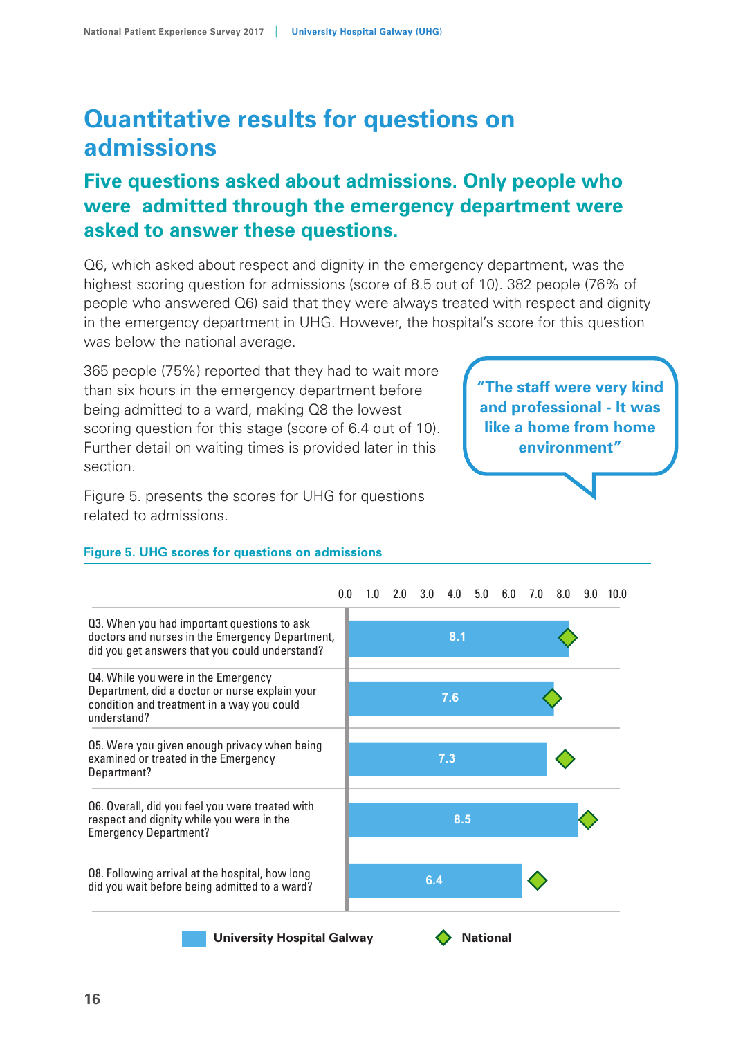# Quantitative results for questions on admissions

## Five questions asked about admissions. Only people who were admitted through the emergency department were asked to answer these questions.

Q6, which asked about respect and dignity in the emergency department, was the highest scoring question for admissions (score of 8.5 out of 10). 382 people (76% of people who answered Q6) said that they were always treated with respect and dignity in the emergency department in UHG. However, the hospital's score for this question was below the national average.

365 people (75%) reported that they had to wait more than six hours in the emergency department before being admitted to a ward, making Q8 the lowest scoring question for this stage (score of 6.4 out of 10). Further detail on waiting times is provided later in this section.

> **"The staff were very kind and professional - It was like a home from home environment"**

Figure 5. presents the scores for UHG for questions related to admissions.

**Figure 5. UHG scores for questions on admissions**

| Question | University Hospital Galway |
|---|---|
| Q3. When you had important questions to ask doctors and nurses in the Emergency Department, did you get answers that you could understand? | 8.1 |
| Q4. While you were in the Emergency Department, did a doctor or nurse explain your condition and treatment in a way you could understand? | 7.6 |
| Q5. Were you given enough privacy when being examined or treated in the Emergency Department? | 7.3 |
| Q6. Overall, did you feel you were treated with respect and dignity while you were in the Emergency Department? | 8.5 |
| Q8. Following arrival at the hospital, how long did you wait before being admitted to a ward? | 6.4 |

University Hospital Galway ◆ National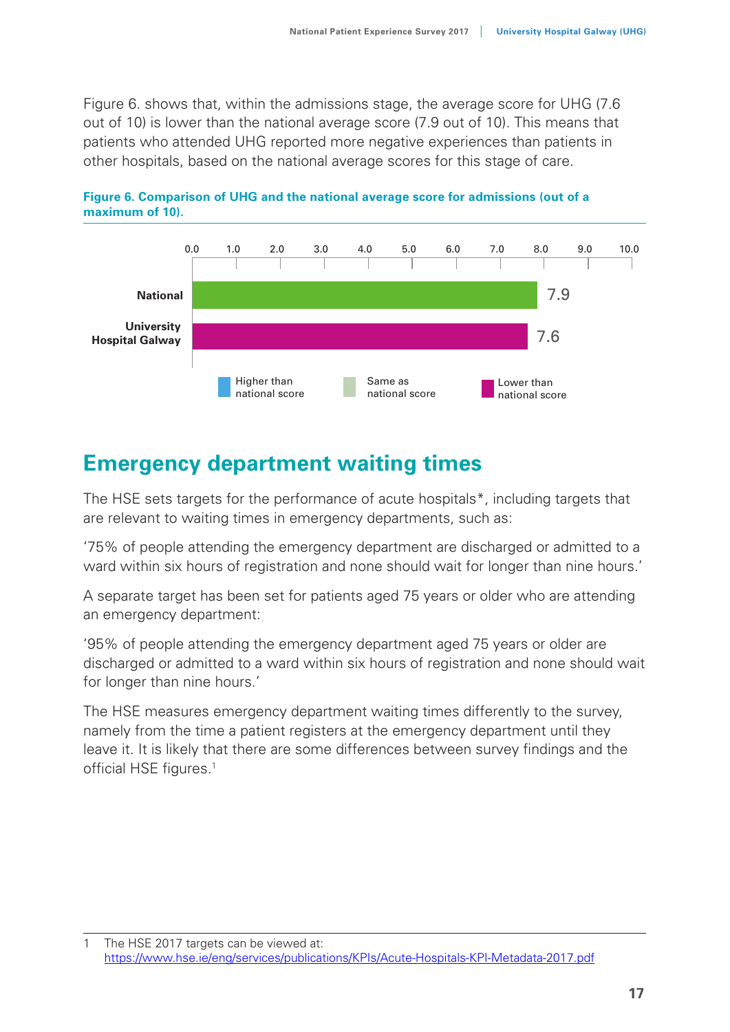Figure 6. shows that, within the admissions stage, the average score for UHG (7.6 out of 10) is lower than the national average score (7.9 out of 10). This means that patients who attended UHG reported more negative experiences than patients in other hospitals, based on the national average scores for this stage of care.

**Figure 6. Comparison of UHG and the national average score for admissions (out of a maximum of 10).**

| | Score |
|---|---|
| National | 7.9 |
| University Hospital Galway | 7.6 |

Higher than national score | Same as national score | Lower than national score

## Emergency department waiting times

The HSE sets targets for the performance of acute hospitals*, including targets that are relevant to waiting times in emergency departments, such as:

'75% of people attending the emergency department are discharged or admitted to a ward within six hours of registration and none should wait for longer than nine hours.'

A separate target has been set for patients aged 75 years or older who are attending an emergency department:

'95% of people attending the emergency department aged 75 years or older are discharged or admitted to a ward within six hours of registration and none should wait for longer than nine hours.'

The HSE measures emergency department waiting times differently to the survey, namely from the time a patient registers at the emergency department until they leave it. It is likely that there are some differences between survey findings and the official HSE figures.[1]

---

1 The HSE 2017 targets can be viewed at: https://www.hse.ie/eng/services/publications/KPIs/Acute-Hospitals-KPI-Metadata-2017.pdf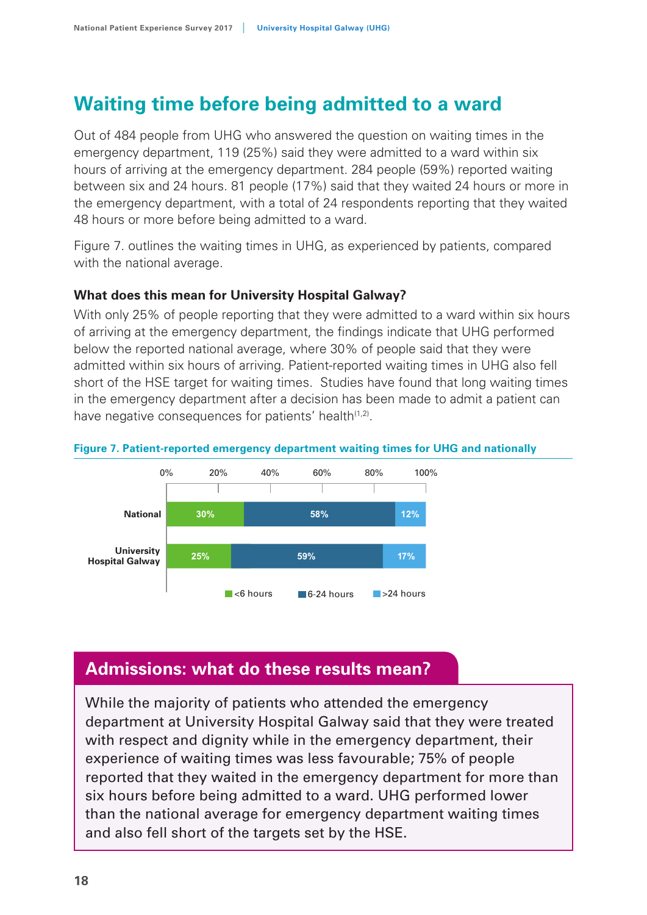## Waiting time before being admitted to a ward

Out of 484 people from UHG who answered the question on waiting times in the emergency department, 119 (25%) said they were admitted to a ward within six hours of arriving at the emergency department. 284 people (59%) reported waiting between six and 24 hours. 81 people (17%) said that they waited 24 hours or more in the emergency department, with a total of 24 respondents reporting that they waited 48 hours or more before being admitted to a ward.

Figure 7. outlines the waiting times in UHG, as experienced by patients, compared with the national average.

**What does this mean for University Hospital Galway?**

With only 25% of people reporting that they were admitted to a ward within six hours of arriving at the emergency department, the findings indicate that UHG performed below the reported national average, where 30% of people said that they were admitted within six hours of arriving. Patient-reported waiting times in UHG also fell short of the HSE target for waiting times. Studies have found that long waiting times in the emergency department after a decision has been made to admit a patient can have negative consequences for patients' health[1,2].

**Figure 7. Patient-reported emergency department waiting times for UHG and nationally**

| | <6 hours | 6-24 hours | >24 hours |
|---|---|---|---|
| National | 30% | 58% | 12% |
| University Hospital Galway | 25% | 59% | 17% |

## Admissions: what do these results mean?

While the majority of patients who attended the emergency department at University Hospital Galway said that they were treated with respect and dignity while in the emergency department, their experience of waiting times was less favourable; 75% of people reported that they waited in the emergency department for more than six hours before being admitted to a ward. UHG performed lower than the national average for emergency department waiting times and also fell short of the targets set by the HSE.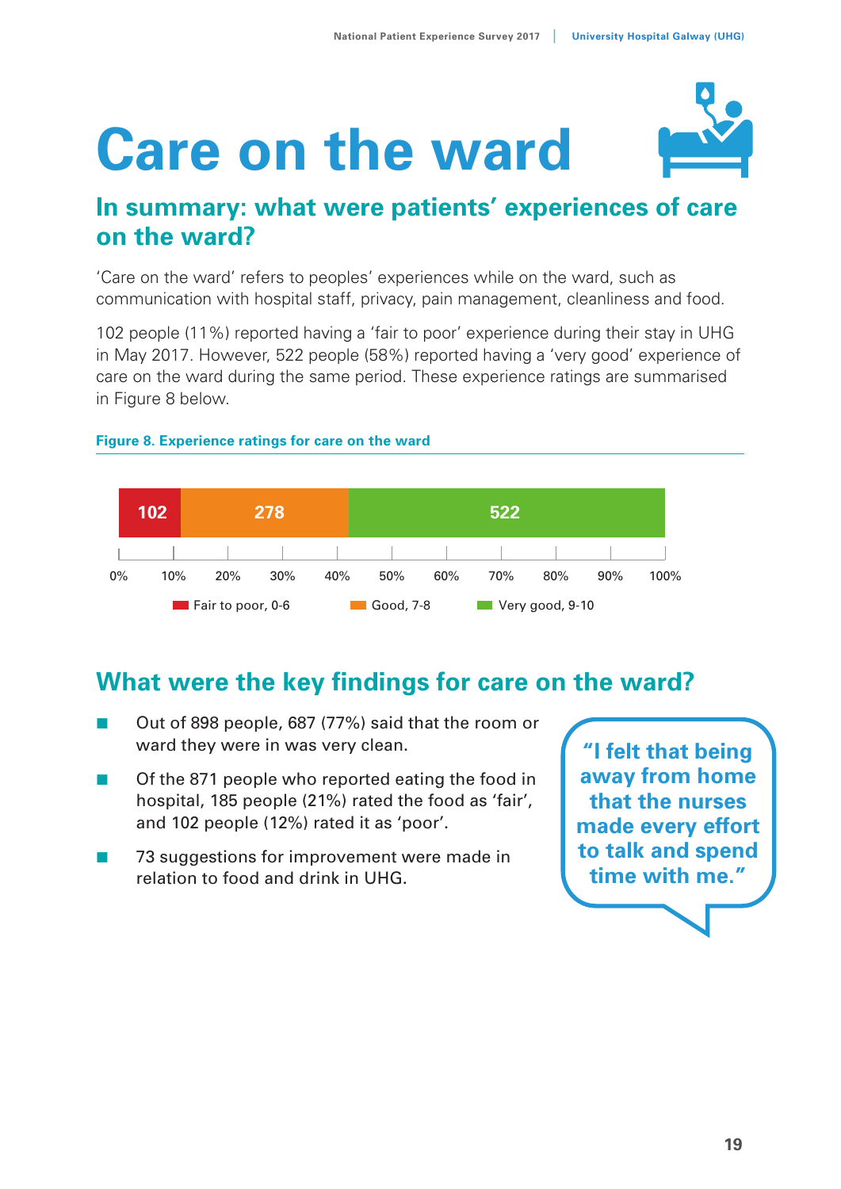# Care on the ward

## In summary: what were patients' experiences of care on the ward?

'Care on the ward' refers to peoples' experiences while on the ward, such as communication with hospital staff, privacy, pain management, cleanliness and food.

102 people (11%) reported having a 'fair to poor' experience during their stay in UHG in May 2017. However, 522 people (58%) reported having a 'very good' experience of care on the ward during the same period. These experience ratings are summarised in Figure 8 below.

**Figure 8. Experience ratings for care on the ward**

| Fair to poor, 0-6 | Good, 7-8 | Very good, 9-10 |
|---|---|---|
| 102 | 278 | 522 |

## What were the key findings for care on the ward?

- Out of 898 people, 687 (77%) said that the room or ward they were in was very clean.
- Of the 871 people who reported eating the food in hospital, 185 people (21%) rated the food as 'fair', and 102 people (12%) rated it as 'poor'.
- 73 suggestions for improvement were made in relation to food and drink in UHG.

> "I felt that being away from home that the nurses made every effort to talk and spend time with me."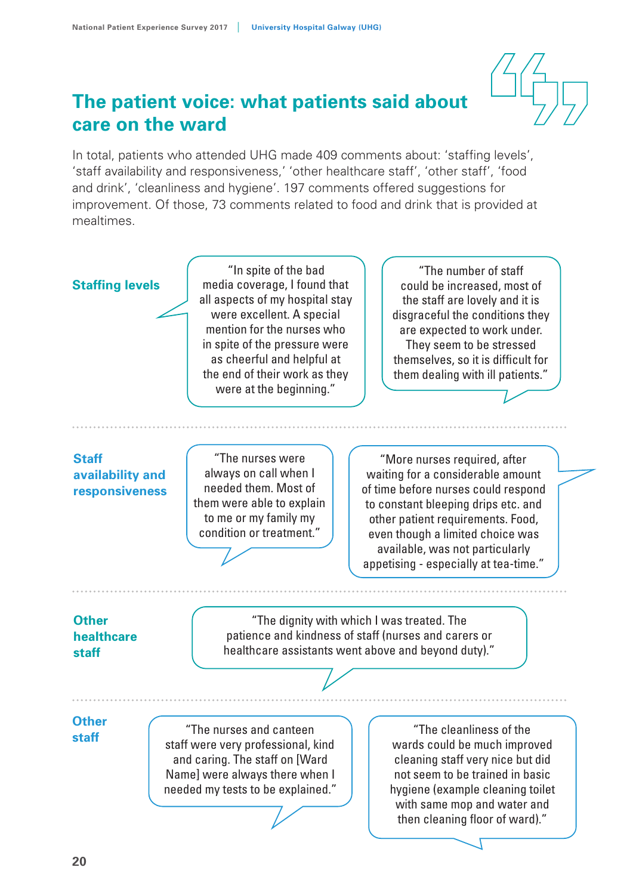# The patient voice: what patients said about care on the ward

In total, patients who attended UHG made 409 comments about: 'staffing levels', 'staff availability and responsiveness,' 'other healthcare staff', 'other staff', 'food and drink', 'cleanliness and hygiene'. 197 comments offered suggestions for improvement. Of those, 73 comments related to food and drink that is provided at mealtimes.

## Staffing levels

"In spite of the bad media coverage, I found that all aspects of my hospital stay were excellent. A special mention for the nurses who in spite of the pressure were as cheerful and helpful at the end of their work as they were at the beginning."

"The number of staff could be increased, most of the staff are lovely and it is disgraceful the conditions they are expected to work under. They seem to be stressed themselves, so it is difficult for them dealing with ill patients."

## Staff availability and responsiveness

"The nurses were always on call when I needed them. Most of them were able to explain to me or my family my condition or treatment."

"More nurses required, after waiting for a considerable amount of time before nurses could respond to constant bleeping drips etc. and other patient requirements. Food, even though a limited choice was available, was not particularly appetising - especially at tea-time."

## Other healthcare staff

"The dignity with which I was treated. The patience and kindness of staff (nurses and carers or healthcare assistants went above and beyond duty)."

## Other staff

"The nurses and canteen staff were very professional, kind and caring. The staff on [Ward Name] were always there when I needed my tests to be explained."

"The cleanliness of the wards could be much improved cleaning staff very nice but did not seem to be trained in basic hygiene (example cleaning toilet with same mop and water and then cleaning floor of ward)."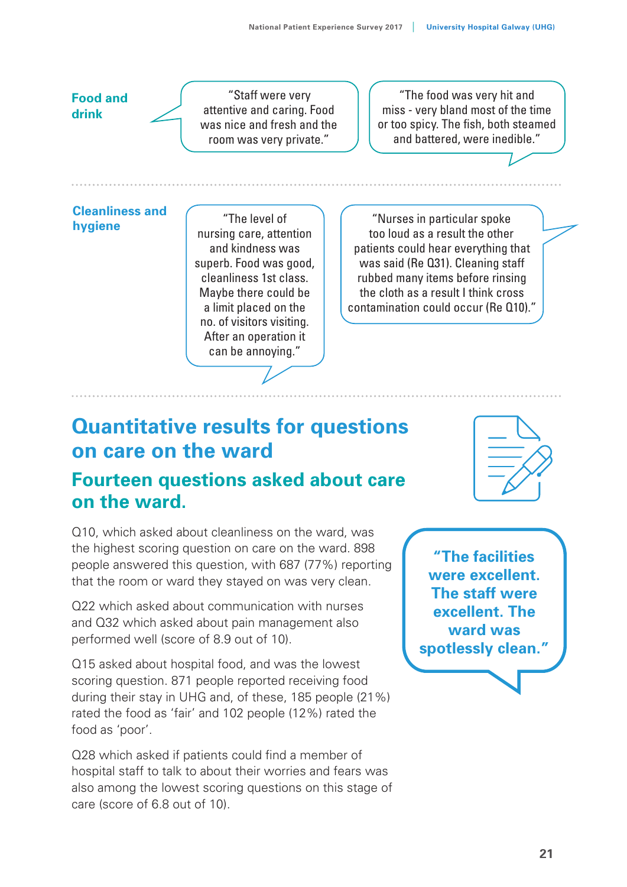**Food and drink**

"Staff were very attentive and caring. Food was nice and fresh and the room was very private."

"The food was very hit and miss - very bland most of the time or too spicy. The fish, both steamed and battered, were inedible."

**Cleanliness and hygiene**

"The level of nursing care, attention and kindness was superb. Food was good, cleanliness 1st class. Maybe there could be a limit placed on the no. of visitors visiting. After an operation it can be annoying."

"Nurses in particular spoke too loud as a result the other patients could hear everything that was said (Re Q31). Cleaning staff rubbed many items before rinsing the cloth as a result I think cross contamination could occur (Re Q10)."

# Quantitative results for questions on care on the ward

## Fourteen questions asked about care on the ward.

Q10, which asked about cleanliness on the ward, was the highest scoring question on care on the ward. 898 people answered this question, with 687 (77%) reporting that the room or ward they stayed on was very clean.

Q22 which asked about communication with nurses and Q32 which asked about pain management also performed well (score of 8.9 out of 10).

Q15 asked about hospital food, and was the lowest scoring question. 871 people reported receiving food during their stay in UHG and, of these, 185 people (21%) rated the food as 'fair' and 102 people (12%) rated the food as 'poor'.

Q28 which asked if patients could find a member of hospital staff to talk to about their worries and fears was also among the lowest scoring questions on this stage of care (score of 6.8 out of 10).

**"The facilities were excellent. The staff were excellent. The ward was spotlessly clean."**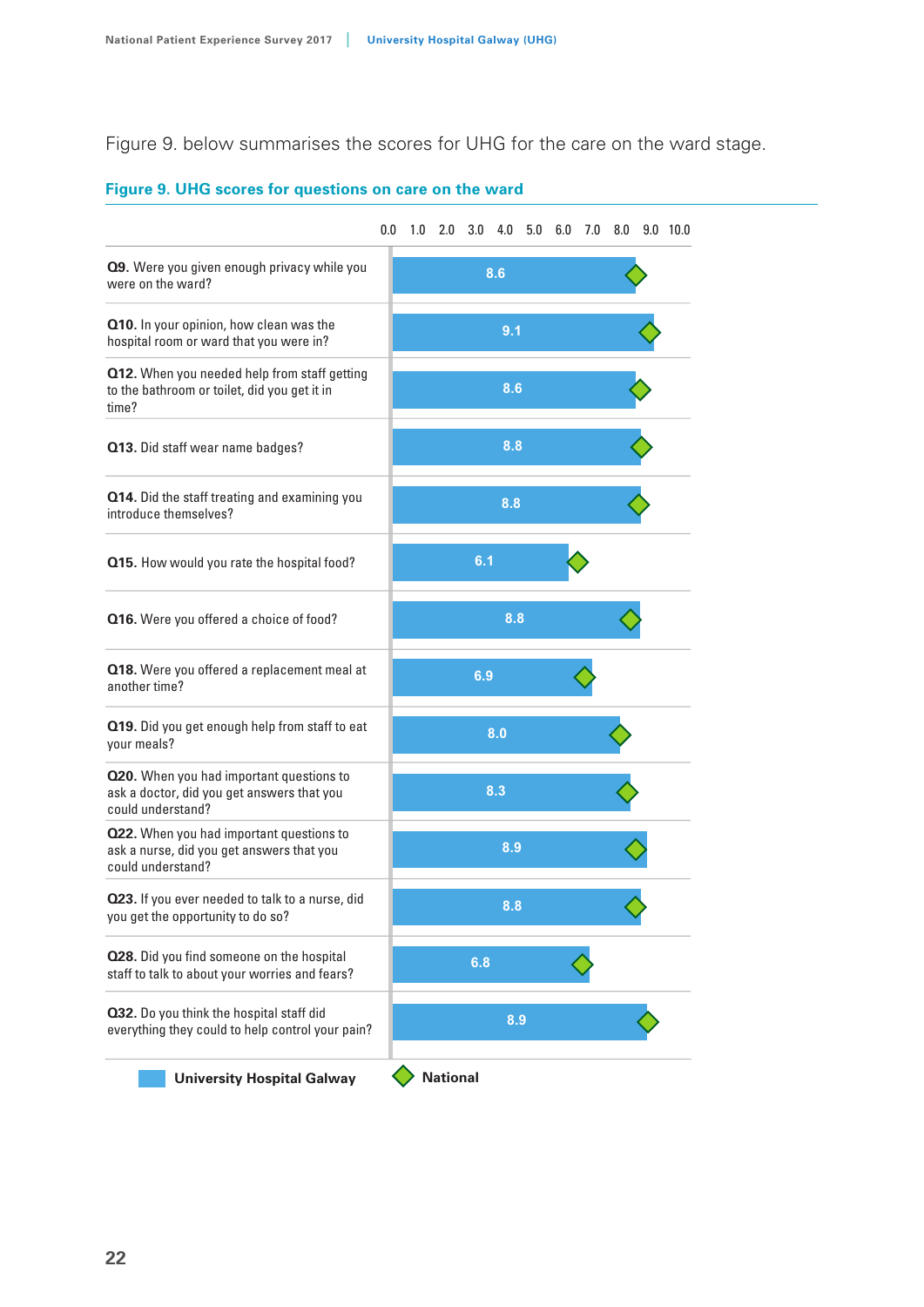Figure 9. below summarises the scores for UHG for the care on the ward stage.

**Figure 9. UHG scores for questions on care on the ward**

| Question | University Hospital Galway |
|---|---|
| **Q9.** Were you given enough privacy while you were on the ward? | 8.6 |
| **Q10.** In your opinion, how clean was the hospital room or ward that you were in? | 9.1 |
| **Q12.** When you needed help from staff getting to the bathroom or toilet, did you get it in time? | 8.6 |
| **Q13.** Did staff wear name badges? | 8.8 |
| **Q14.** Did the staff treating and examining you introduce themselves? | 8.8 |
| **Q15.** How would you rate the hospital food? | 6.1 |
| **Q16.** Were you offered a choice of food? | 8.8 |
| **Q18.** Were you offered a replacement meal at another time? | 6.9 |
| **Q19.** Did you get enough help from staff to eat your meals? | 8.0 |
| **Q20.** When you had important questions to ask a doctor, did you get answers that you could understand? | 8.3 |
| **Q22.** When you had important questions to ask a nurse, did you get answers that you could understand? | 8.9 |
| **Q23.** If you ever needed to talk to a nurse, did you get the opportunity to do so? | 8.8 |
| **Q28.** Did you find someone on the hospital staff to talk to about your worries and fears? | 6.8 |
| **Q32.** Do you think the hospital staff did everything they could to help control your pain? | 8.9 |

University Hospital Galway ◇ National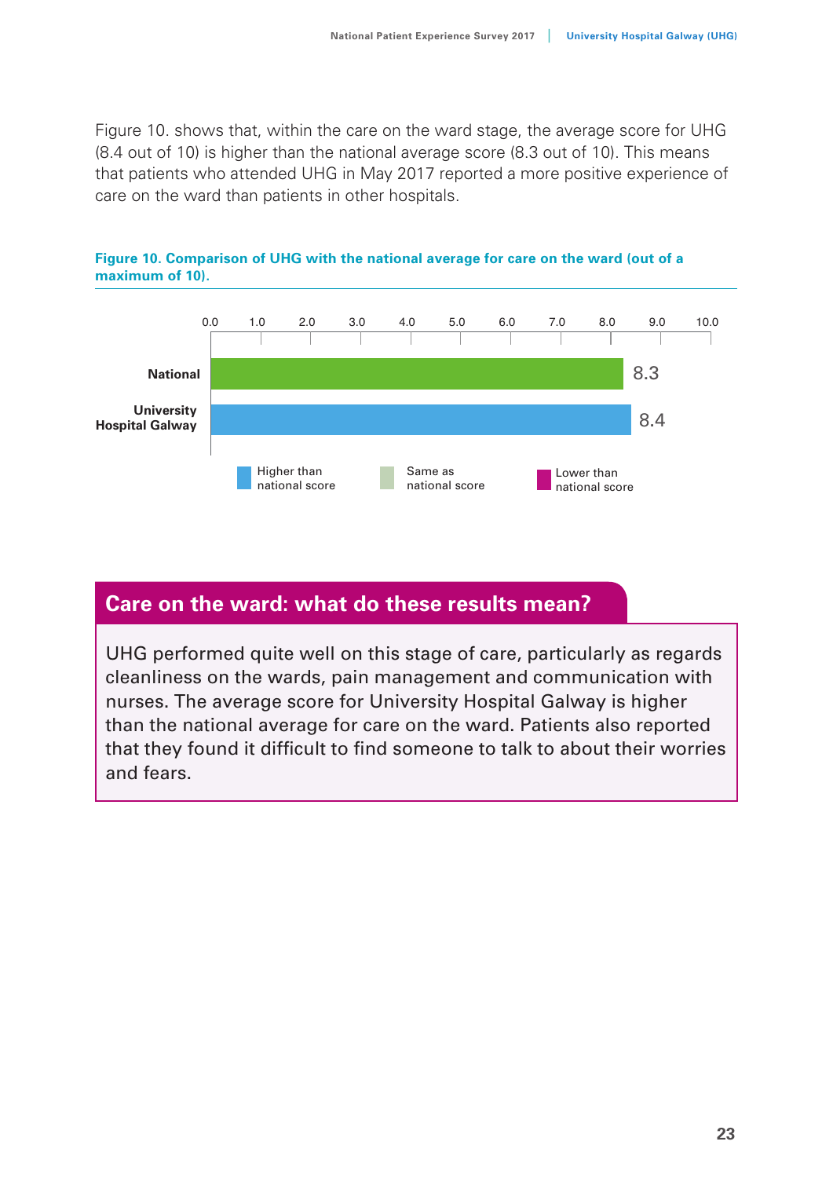Figure 10. shows that, within the care on the ward stage, the average score for UHG (8.4 out of 10) is higher than the national average score (8.3 out of 10). This means that patients who attended UHG in May 2017 reported a more positive experience of care on the ward than patients in other hospitals.

**Figure 10. Comparison of UHG with the national average for care on the ward (out of a maximum of 10).**

| | Score |
|---|---|
| National | 8.3 |
| University Hospital Galway | 8.4 |

Higher than national score | Same as national score | Lower than national score

## Care on the ward: what do these results mean?

UHG performed quite well on this stage of care, particularly as regards cleanliness on the wards, pain management and communication with nurses. The average score for University Hospital Galway is higher than the national average for care on the ward. Patients also reported that they found it difficult to find someone to talk to about their worries and fears.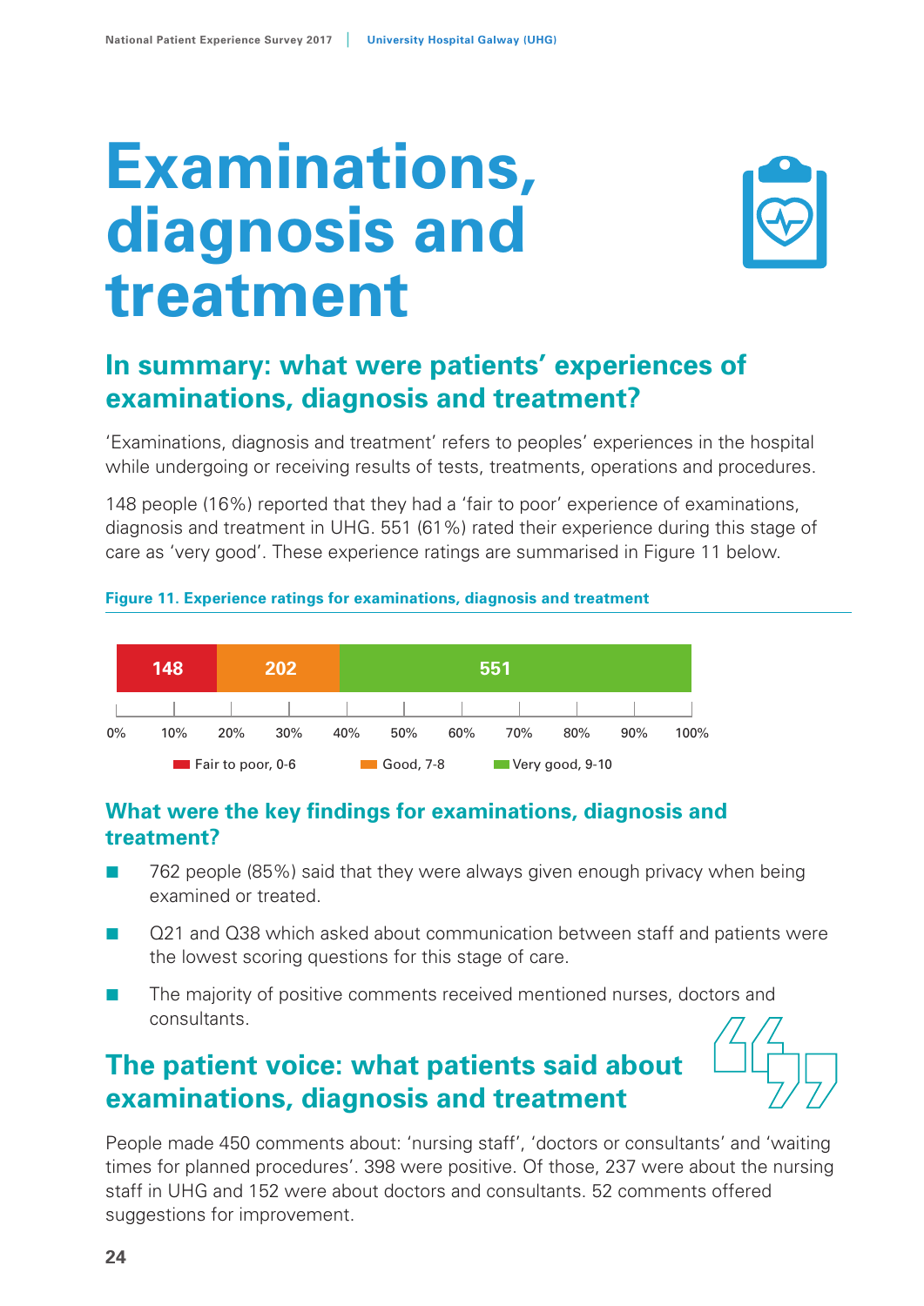# Examinations, diagnosis and treatment

## In summary: what were patients' experiences of examinations, diagnosis and treatment?

'Examinations, diagnosis and treatment' refers to peoples' experiences in the hospital while undergoing or receiving results of tests, treatments, operations and procedures.

148 people (16%) reported that they had a 'fair to poor' experience of examinations, diagnosis and treatment in UHG. 551 (61%) rated their experience during this stage of care as 'very good'. These experience ratings are summarised in Figure 11 below.

**Figure 11. Experience ratings for examinations, diagnosis and treatment**

| Fair to poor, 0-6 | Good, 7-8 | Very good, 9-10 |
|---|---|---|
| 148 | 202 | 551 |

### What were the key findings for examinations, diagnosis and treatment?

- 762 people (85%) said that they were always given enough privacy when being examined or treated.
- Q21 and Q38 which asked about communication between staff and patients were the lowest scoring questions for this stage of care.
- The majority of positive comments received mentioned nurses, doctors and consultants.

## The patient voice: what patients said about examinations, diagnosis and treatment

People made 450 comments about: 'nursing staff', 'doctors or consultants' and 'waiting times for planned procedures'. 398 were positive. Of those, 237 were about the nursing staff in UHG and 152 were about doctors and consultants. 52 comments offered suggestions for improvement.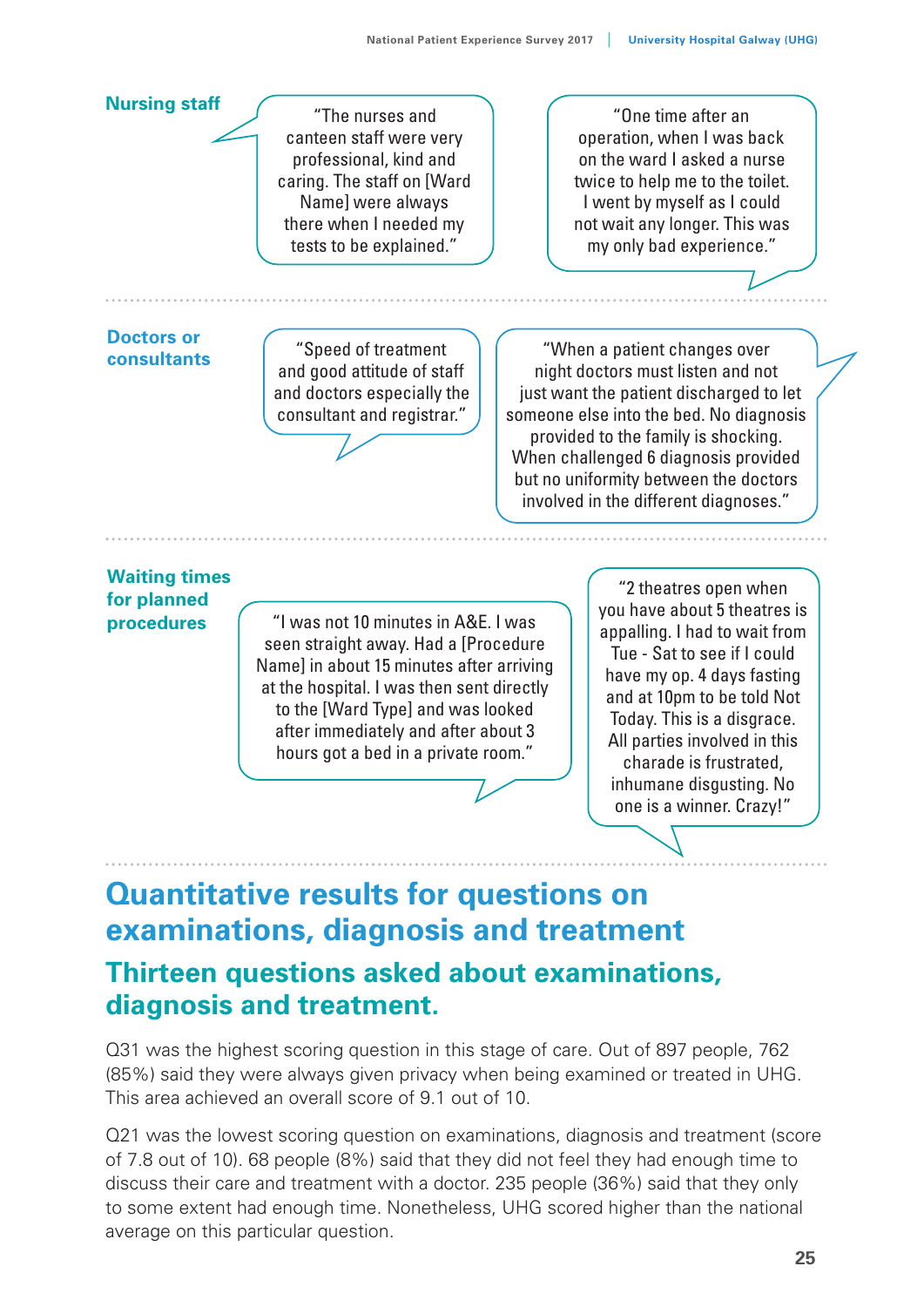### Nursing staff

"The nurses and canteen staff were very professional, kind and caring. The staff on [Ward Name] were always there when I needed my tests to be explained."

"One time after an operation, when I was back on the ward I asked a nurse twice to help me to the toilet. I went by myself as I could not wait any longer. This was my only bad experience."

### Doctors or consultants

"Speed of treatment and good attitude of staff and doctors especially the consultant and registrar."

"When a patient changes over night doctors must listen and not just want the patient discharged to let someone else into the bed. No diagnosis provided to the family is shocking. When challenged 6 diagnosis provided but no uniformity between the doctors involved in the different diagnoses."

### Waiting times for planned procedures

"I was not 10 minutes in A&E. I was seen straight away. Had a [Procedure Name] in about 15 minutes after arriving at the hospital. I was then sent directly to the [Ward Type] and was looked after immediately and after about 3 hours got a bed in a private room."

"2 theatres open when you have about 5 theatres is appalling. I had to wait from Tue - Sat to see if I could have my op. 4 days fasting and at 10pm to be told Not Today. This is a disgrace. All parties involved in this charade is frustrated, inhumane disgusting. No one is a winner. Crazy!"

# Quantitative results for questions on examinations, diagnosis and treatment

## Thirteen questions asked about examinations, diagnosis and treatment.

Q31 was the highest scoring question in this stage of care. Out of 897 people, 762 (85%) said they were always given privacy when being examined or treated in UHG. This area achieved an overall score of 9.1 out of 10.

Q21 was the lowest scoring question on examinations, diagnosis and treatment (score of 7.8 out of 10). 68 people (8%) said that they did not feel they had enough time to discuss their care and treatment with a doctor. 235 people (36%) said that they only to some extent had enough time. Nonetheless, UHG scored higher than the national average on this particular question.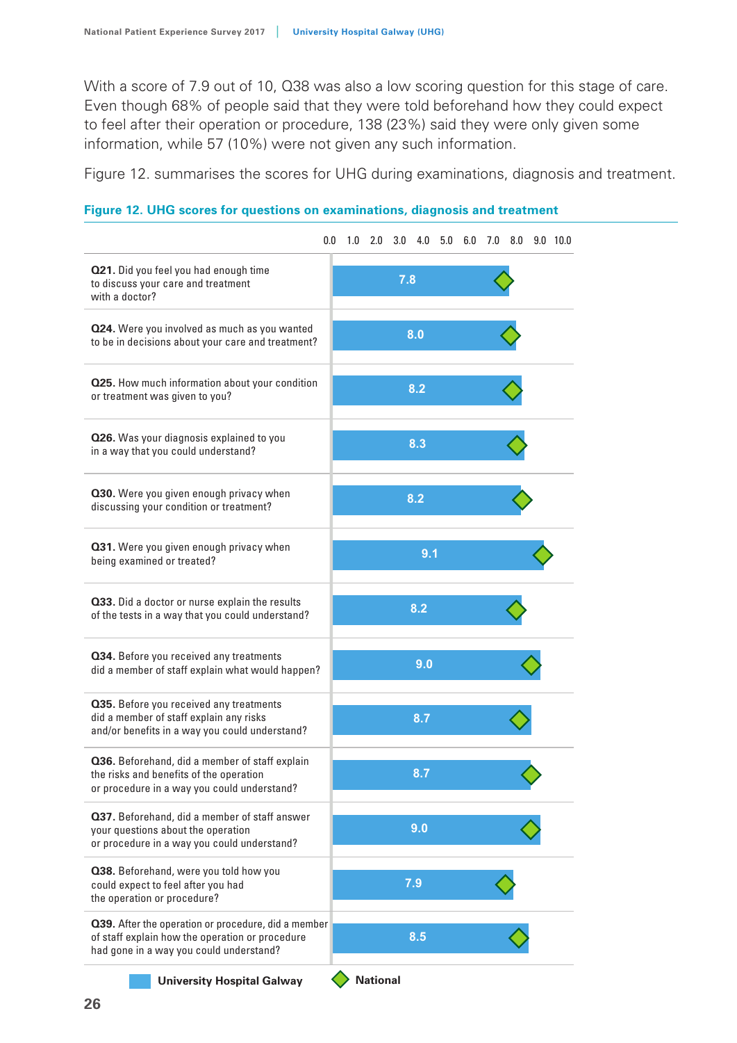With a score of 7.9 out of 10, Q38 was also a low scoring question for this stage of care. Even though 68% of people said that they were told beforehand how they could expect to feel after their operation or procedure, 138 (23%) said they were only given some information, while 57 (10%) were not given any such information.

Figure 12. summarises the scores for UHG during examinations, diagnosis and treatment.

**Figure 12. UHG scores for questions on examinations, diagnosis and treatment**

| Question | University Hospital Galway |
|---|---|
| **Q21.** Did you feel you had enough time to discuss your care and treatment with a doctor? | 7.8 |
| **Q24.** Were you involved as much as you wanted to be in decisions about your care and treatment? | 8.0 |
| **Q25.** How much information about your condition or treatment was given to you? | 8.2 |
| **Q26.** Was your diagnosis explained to you in a way that you could understand? | 8.3 |
| **Q30.** Were you given enough privacy when discussing your condition or treatment? | 8.2 |
| **Q31.** Were you given enough privacy when being examined or treated? | 9.1 |
| **Q33.** Did a doctor or nurse explain the results of the tests in a way that you could understand? | 8.2 |
| **Q34.** Before you received any treatments did a member of staff explain what would happen? | 9.0 |
| **Q35.** Before you received any treatments did a member of staff explain any risks and/or benefits in a way you could understand? | 8.7 |
| **Q36.** Beforehand, did a member of staff explain the risks and benefits of the operation or procedure in a way you could understand? | 8.7 |
| **Q37.** Beforehand, did a member of staff answer your questions about the operation or procedure in a way you could understand? | 9.0 |
| **Q38.** Beforehand, were you told how you could expect to feel after you had the operation or procedure? | 7.9 |
| **Q39.** After the operation or procedure, did a member of staff explain how the operation or procedure had gone in a way you could understand? | 8.5 |

University Hospital Galway | National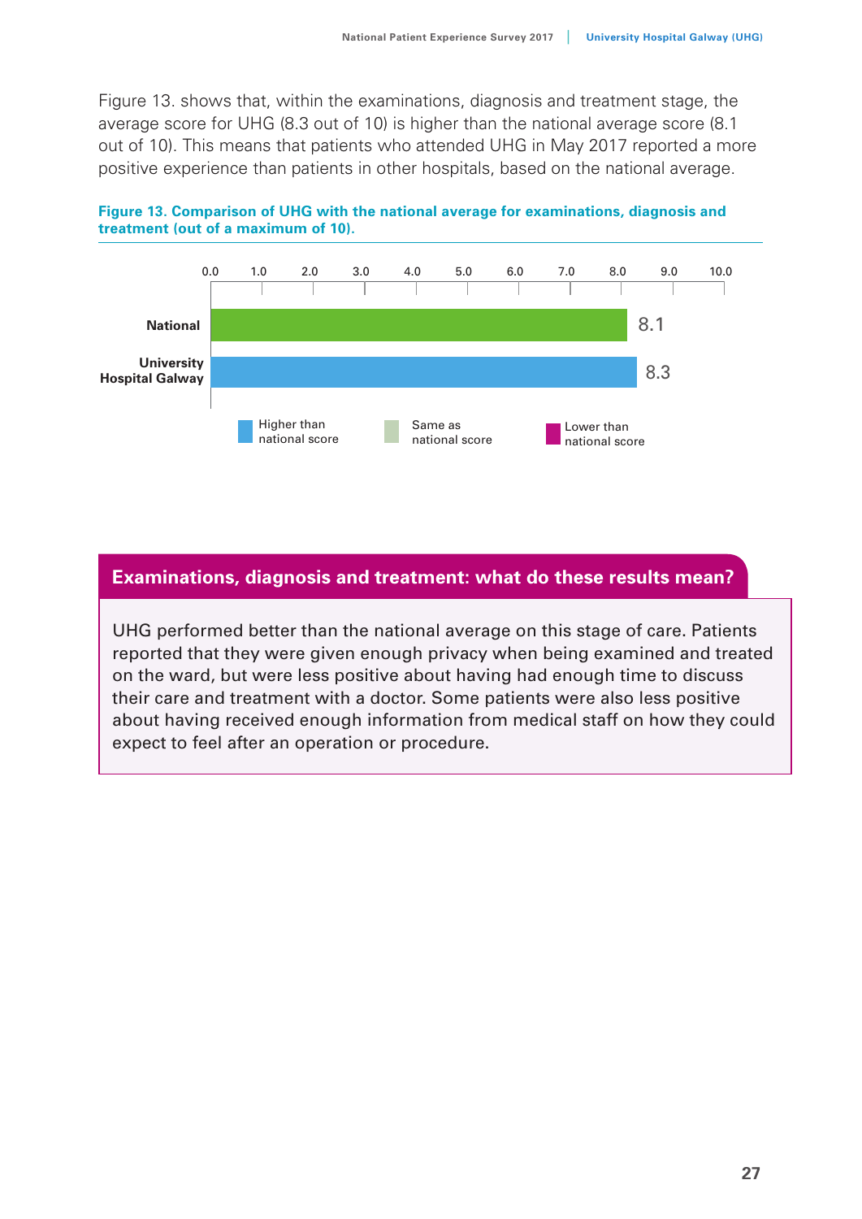Figure 13. shows that, within the examinations, diagnosis and treatment stage, the average score for UHG (8.3 out of 10) is higher than the national average score (8.1 out of 10). This means that patients who attended UHG in May 2017 reported a more positive experience than patients in other hospitals, based on the national average.

**Figure 13. Comparison of UHG with the national average for examinations, diagnosis and treatment (out of a maximum of 10).**

| | Score |
|---|---|
| National | 8.1 |
| University Hospital Galway | 8.3 |

Legend: Higher than national score; Same as national score; Lower than national score

## Examinations, diagnosis and treatment: what do these results mean?

UHG performed better than the national average on this stage of care. Patients reported that they were given enough privacy when being examined and treated on the ward, but were less positive about having had enough time to discuss their care and treatment with a doctor. Some patients were also less positive about having received enough information from medical staff on how they could expect to feel after an operation or procedure.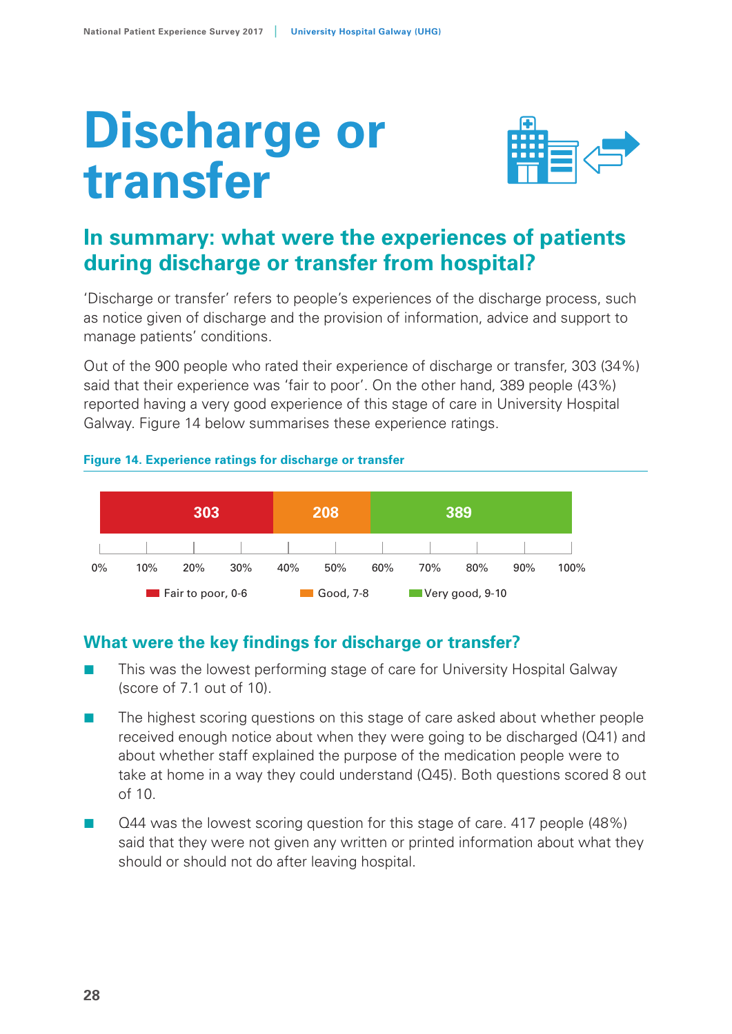# Discharge or transfer

## In summary: what were the experiences of patients during discharge or transfer from hospital?

'Discharge or transfer' refers to people's experiences of the discharge process, such as notice given of discharge and the provision of information, advice and support to manage patients' conditions.

Out of the 900 people who rated their experience of discharge or transfer, 303 (34%) said that their experience was 'fair to poor'. On the other hand, 389 people (43%) reported having a very good experience of this stage of care in University Hospital Galway. Figure 14 below summarises these experience ratings.

**Figure 14. Experience ratings for discharge or transfer**

| Fair to poor, 0-6 | Good, 7-8 | Very good, 9-10 |
|---|---|---|
| 303 | 208 | 389 |

## What were the key findings for discharge or transfer?

- This was the lowest performing stage of care for University Hospital Galway (score of 7.1 out of 10).
- The highest scoring questions on this stage of care asked about whether people received enough notice about when they were going to be discharged (Q41) and about whether staff explained the purpose of the medication people were to take at home in a way they could understand (Q45). Both questions scored 8 out of 10.
- Q44 was the lowest scoring question for this stage of care. 417 people (48%) said that they were not given any written or printed information about what they should or should not do after leaving hospital.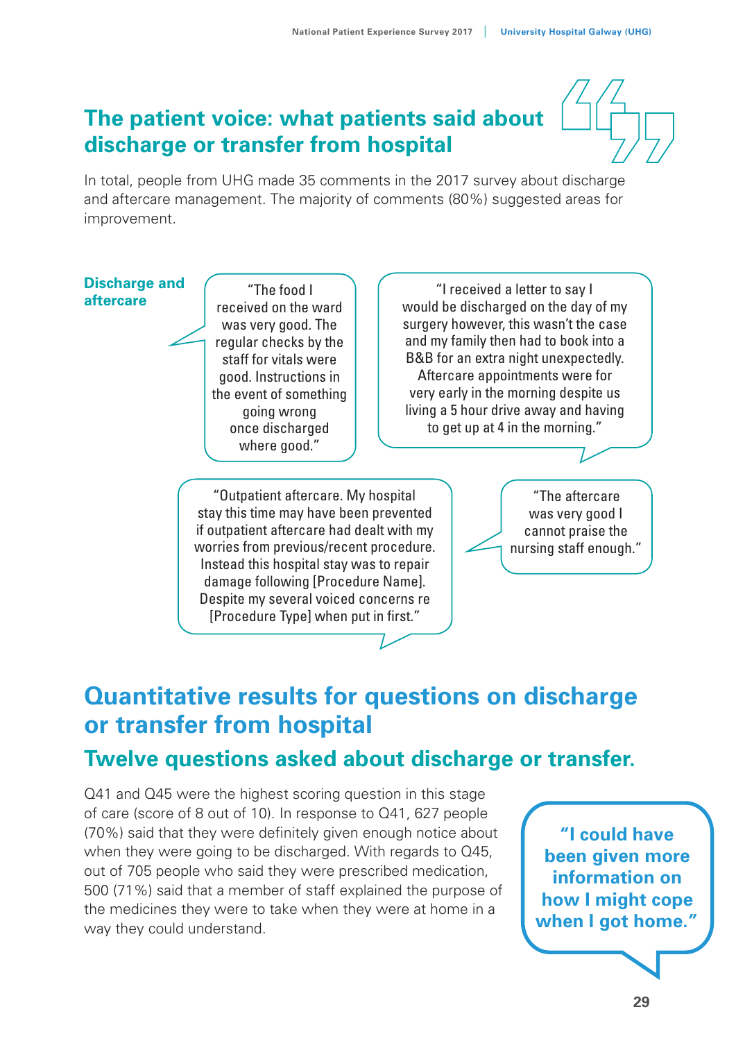## The patient voice: what patients said about discharge or transfer from hospital

In total, people from UHG made 35 comments in the 2017 survey about discharge and aftercare management. The majority of comments (80%) suggested areas for improvement.

**Discharge and aftercare**

"The food I received on the ward was very good. The regular checks by the staff for vitals were good. Instructions in the event of something going wrong once discharged where good."

"I received a letter to say I would be discharged on the day of my surgery however, this wasn't the case and my family then had to book into a B&B for an extra night unexpectedly. Aftercare appointments were for very early in the morning despite us living a 5 hour drive away and having to get up at 4 in the morning."

"Outpatient aftercare. My hospital stay this time may have been prevented if outpatient aftercare had dealt with my worries from previous/recent procedure. Instead this hospital stay was to repair damage following [Procedure Name]. Despite my several voiced concerns re [Procedure Type] when put in first."

"The aftercare was very good I cannot praise the nursing staff enough."

## Quantitative results for questions on discharge or transfer from hospital

### Twelve questions asked about discharge or transfer.

Q41 and Q45 were the highest scoring question in this stage of care (score of 8 out of 10). In response to Q41, 627 people (70%) said that they were definitely given enough notice about when they were going to be discharged. With regards to Q45, out of 705 people who said they were prescribed medication, 500 (71%) said that a member of staff explained the purpose of the medicines they were to take when they were at home in a way they could understand.

**"I could have been given more information on how I might cope when I got home."**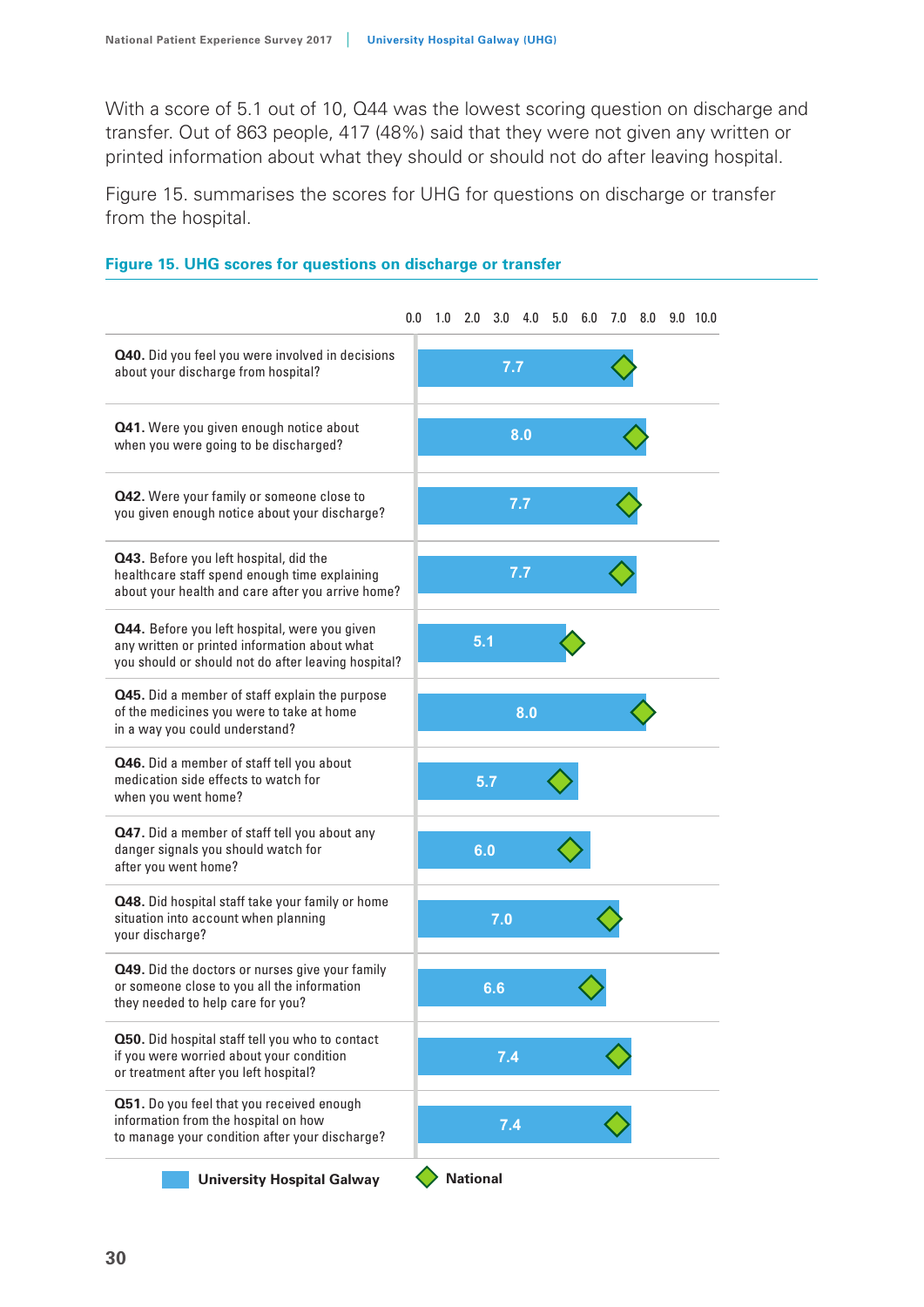With a score of 5.1 out of 10, Q44 was the lowest scoring question on discharge and transfer. Out of 863 people, 417 (48%) said that they were not given any written or printed information about what they should or should not do after leaving hospital.

Figure 15. summarises the scores for UHG for questions on discharge or transfer from the hospital.

### Figure 15. UHG scores for questions on discharge or transfer

| Question | University Hospital Galway |
|---|---|
| **Q40.** Did you feel you were involved in decisions about your discharge from hospital? | 7.7 |
| **Q41.** Were you given enough notice about when you were going to be discharged? | 8.0 |
| **Q42.** Were your family or someone close to you given enough notice about your discharge? | 7.7 |
| **Q43.** Before you left hospital, did the healthcare staff spend enough time explaining about your health and care after you arrive home? | 7.7 |
| **Q44.** Before you left hospital, were you given any written or printed information about what you should or should not do after leaving hospital? | 5.1 |
| **Q45.** Did a member of staff explain the purpose of the medicines you were to take at home in a way you could understand? | 8.0 |
| **Q46.** Did a member of staff tell you about medication side effects to watch for when you went home? | 5.7 |
| **Q47.** Did a member of staff tell you about any danger signals you should watch for after you went home? | 6.0 |
| **Q48.** Did hospital staff take your family or home situation into account when planning your discharge? | 7.0 |
| **Q49.** Did the doctors or nurses give your family or someone close to you all the information they needed to help care for you? | 6.6 |
| **Q50.** Did hospital staff tell you who to contact if you were worried about your condition or treatment after you left hospital? | 7.4 |
| **Q51.** Do you feel that you received enough information from the hospital on how to manage your condition after your discharge? | 7.4 |

University Hospital Galway | National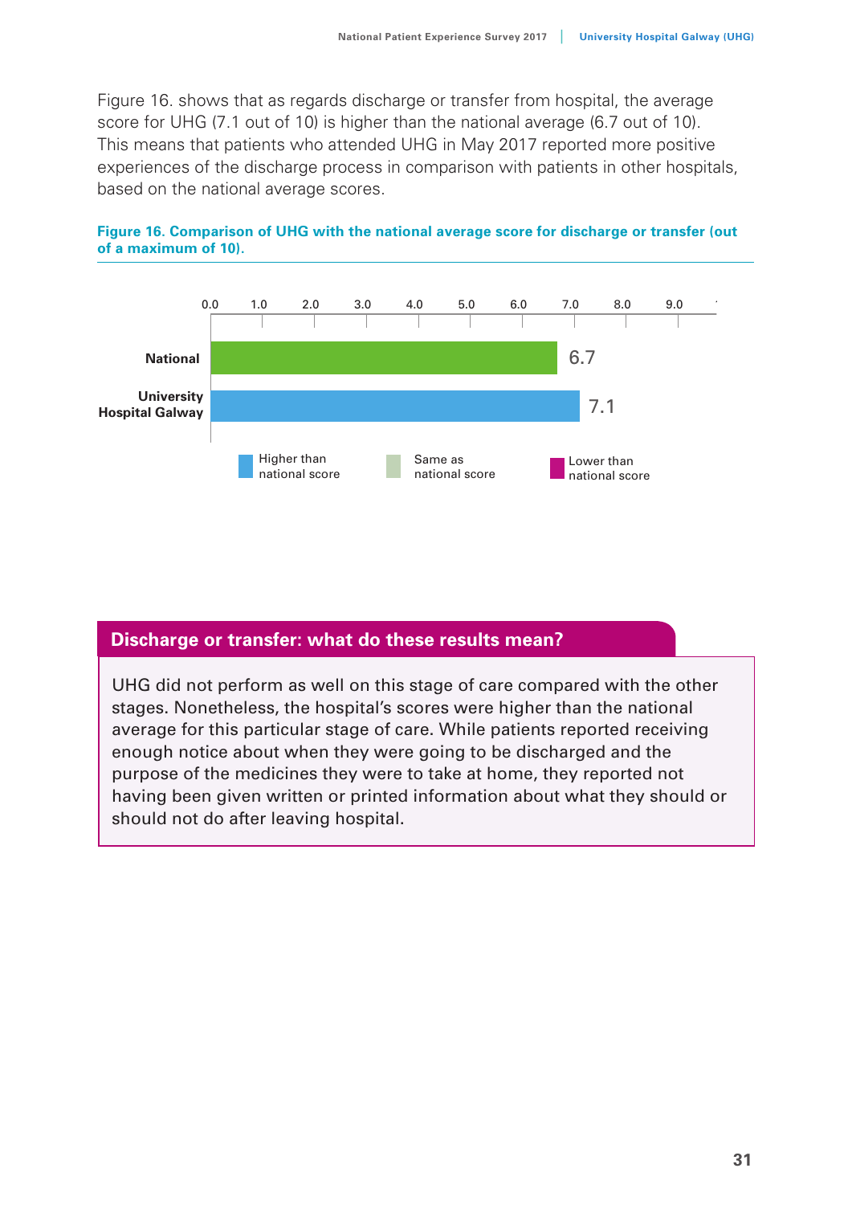Figure 16. shows that as regards discharge or transfer from hospital, the average score for UHG (7.1 out of 10) is higher than the national average (6.7 out of 10). This means that patients who attended UHG in May 2017 reported more positive experiences of the discharge process in comparison with patients in other hospitals, based on the national average scores.

**Figure 16. Comparison of UHG with the national average score for discharge or transfer (out of a maximum of 10).**

| | Score |
|---|---|
| National | 6.7 |
| University Hospital Galway | 7.1 |

Higher than national score | Same as national score | Lower than national score

## Discharge or transfer: what do these results mean?

UHG did not perform as well on this stage of care compared with the other stages. Nonetheless, the hospital's scores were higher than the national average for this particular stage of care. While patients reported receiving enough notice about when they were going to be discharged and the purpose of the medicines they were to take at home, they reported not having been given written or printed information about what they should or should not do after leaving hospital.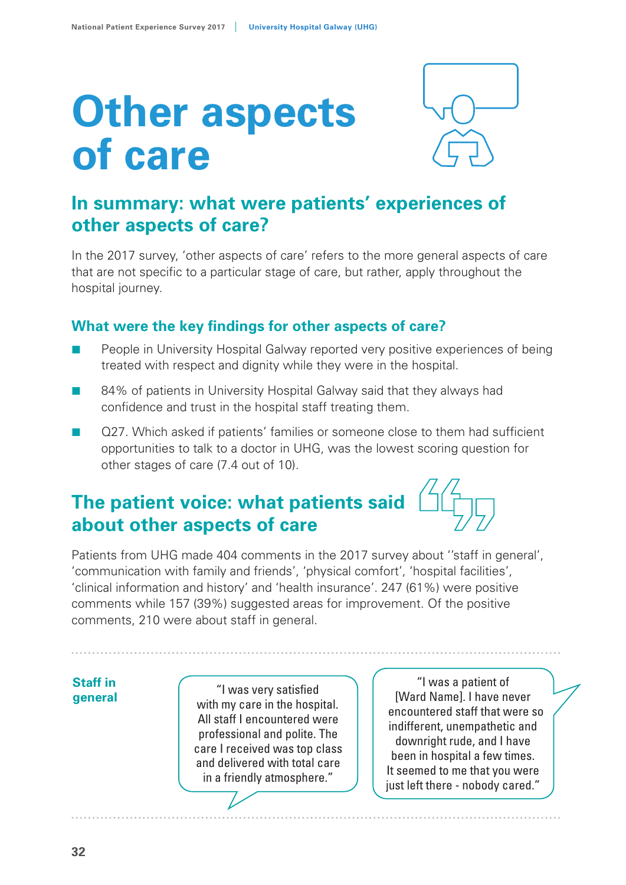# Other aspects of care

## In summary: what were patients' experiences of other aspects of care?

In the 2017 survey, 'other aspects of care' refers to the more general aspects of care that are not specific to a particular stage of care, but rather, apply throughout the hospital journey.

### What were the key findings for other aspects of care?

- People in University Hospital Galway reported very positive experiences of being treated with respect and dignity while they were in the hospital.
- 84% of patients in University Hospital Galway said that they always had confidence and trust in the hospital staff treating them.
- Q27. Which asked if patients' families or someone close to them had sufficient opportunities to talk to a doctor in UHG, was the lowest scoring question for other stages of care (7.4 out of 10).

## The patient voice: what patients said about other aspects of care

Patients from UHG made 404 comments in the 2017 survey about ''staff in general', 'communication with family and friends', 'physical comfort', 'hospital facilities', 'clinical information and history' and 'health insurance'. 247 (61%) were positive comments while 157 (39%) suggested areas for improvement. Of the positive comments, 210 were about staff in general.

**Staff in general**

"I was very satisfied with my care in the hospital. All staff I encountered were professional and polite. The care I received was top class and delivered with total care in a friendly atmosphere."

"I was a patient of [Ward Name]. I have never encountered staff that were so indifferent, unempathetic and downright rude, and I have been in hospital a few times. It seemed to me that you were just left there - nobody cared."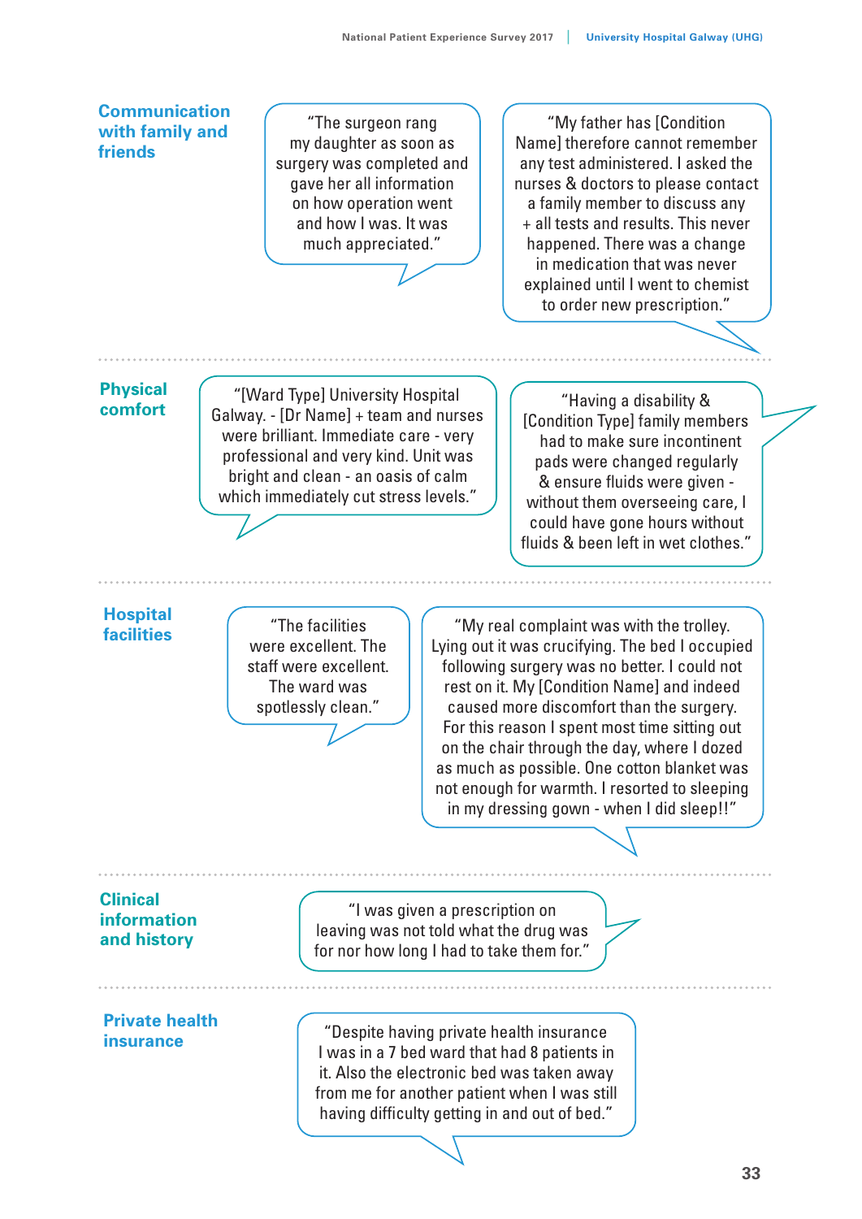## Communication with family and friends

"The surgeon rang my daughter as soon as surgery was completed and gave her all information on how operation went and how I was. It was much appreciated."

"My father has [Condition Name] therefore cannot remember any test administered. I asked the nurses & doctors to please contact a family member to discuss any + all tests and results. This never happened. There was a change in medication that was never explained until I went to chemist to order new prescription."

## Physical comfort

"[Ward Type] University Hospital Galway. - [Dr Name] + team and nurses were brilliant. Immediate care - very professional and very kind. Unit was bright and clean - an oasis of calm which immediately cut stress levels."

"Having a disability & [Condition Type] family members had to make sure incontinent pads were changed regularly & ensure fluids were given - without them overseeing care, I could have gone hours without fluids & been left in wet clothes."

## Hospital facilities

"The facilities were excellent. The staff were excellent. The ward was spotlessly clean."

"My real complaint was with the trolley. Lying out it was crucifying. The bed I occupied following surgery was no better. I could not rest on it. My [Condition Name] and indeed caused more discomfort than the surgery. For this reason I spent most time sitting out on the chair through the day, where I dozed as much as possible. One cotton blanket was not enough for warmth. I resorted to sleeping in my dressing gown - when I did sleep!!"

## Clinical information and history

"I was given a prescription on leaving was not told what the drug was for nor how long I had to take them for."

## Private health insurance

"Despite having private health insurance I was in a 7 bed ward that had 8 patients in it. Also the electronic bed was taken away from me for another patient when I was still having difficulty getting in and out of bed."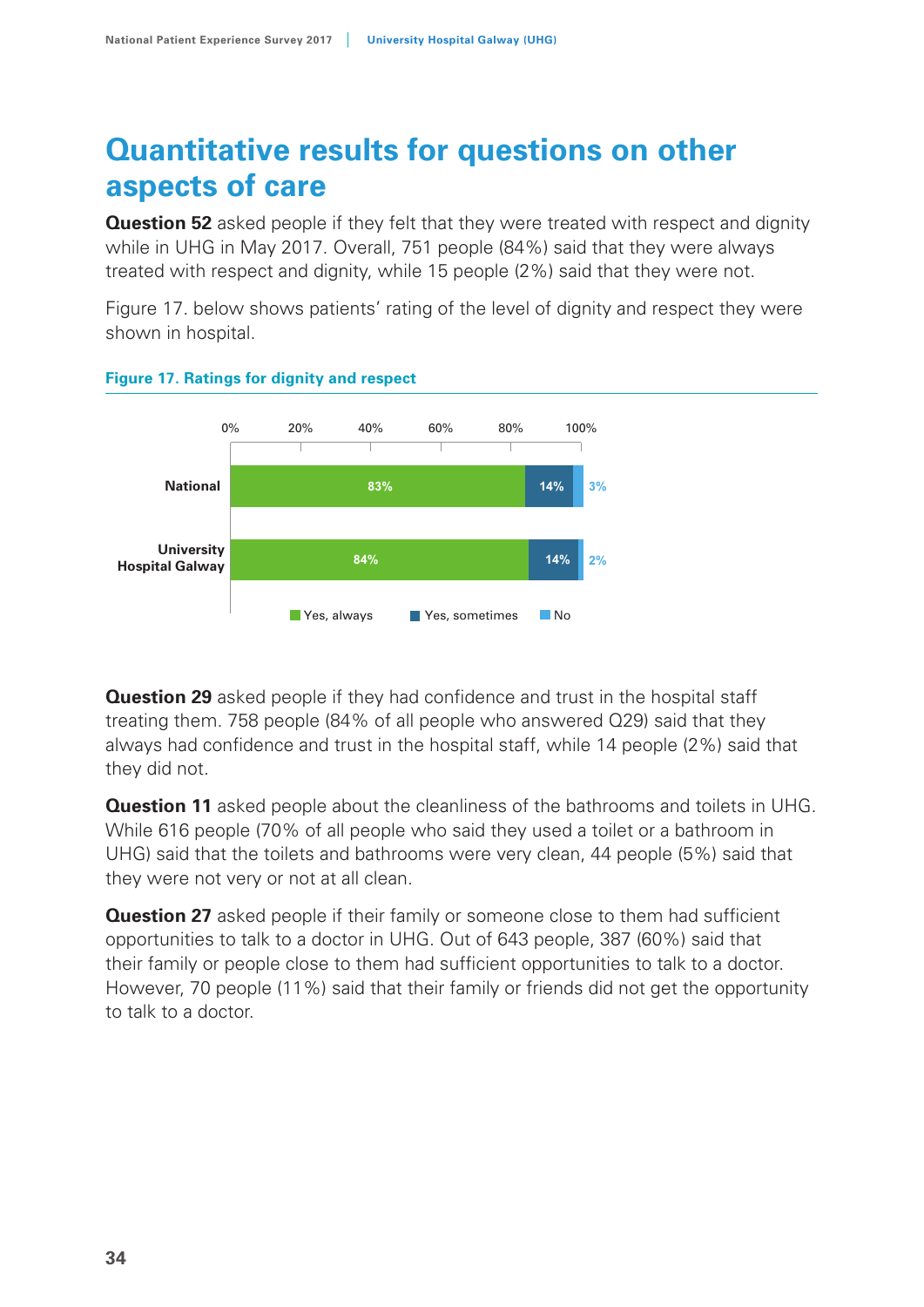# Quantitative results for questions on other aspects of care

**Question 52** asked people if they felt that they were treated with respect and dignity while in UHG in May 2017. Overall, 751 people (84%) said that they were always treated with respect and dignity, while 15 people (2%) said that they were not.

Figure 17. below shows patients' rating of the level of dignity and respect they were shown in hospital.

**Figure 17. Ratings for dignity and respect**

| | Yes, always | Yes, sometimes | No |
|---|---|---|---|
| National | 83% | 14% | 3% |
| University Hospital Galway | 84% | 14% | 2% |

**Question 29** asked people if they had confidence and trust in the hospital staff treating them. 758 people (84% of all people who answered Q29) said that they always had confidence and trust in the hospital staff, while 14 people (2%) said that they did not.

**Question 11** asked people about the cleanliness of the bathrooms and toilets in UHG. While 616 people (70% of all people who said they used a toilet or a bathroom in UHG) said that the toilets and bathrooms were very clean, 44 people (5%) said that they were not very or not at all clean.

**Question 27** asked people if their family or someone close to them had sufficient opportunities to talk to a doctor in UHG. Out of 643 people, 387 (60%) said that their family or people close to them had sufficient opportunities to talk to a doctor. However, 70 people (11%) said that their family or friends did not get the opportunity to talk to a doctor.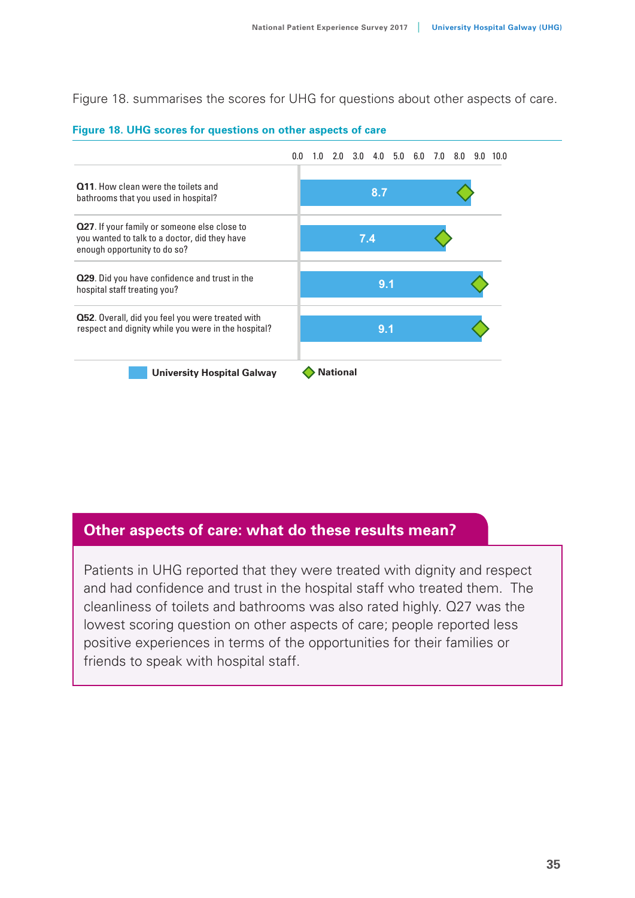Figure 18. summarises the scores for UHG for questions about other aspects of care.

**Figure 18. UHG scores for questions on other aspects of care**

| Question | University Hospital Galway |
|---|---|
| **Q11**. How clean were the toilets and bathrooms that you used in hospital? | 8.7 |
| **Q27**. If your family or someone else close to you wanted to talk to a doctor, did they have enough opportunity to do so? | 7.4 |
| **Q29**. Did you have confidence and trust in the hospital staff treating you? | 9.1 |
| **Q52**. Overall, did you feel you were treated with respect and dignity while you were in the hospital? | 9.1 |

University Hospital Galway ◆ National

## Other aspects of care: what do these results mean?

Patients in UHG reported that they were treated with dignity and respect and had confidence and trust in the hospital staff who treated them. The cleanliness of toilets and bathrooms was also rated highly. Q27 was the lowest scoring question on other aspects of care; people reported less positive experiences in terms of the opportunities for their families or friends to speak with hospital staff.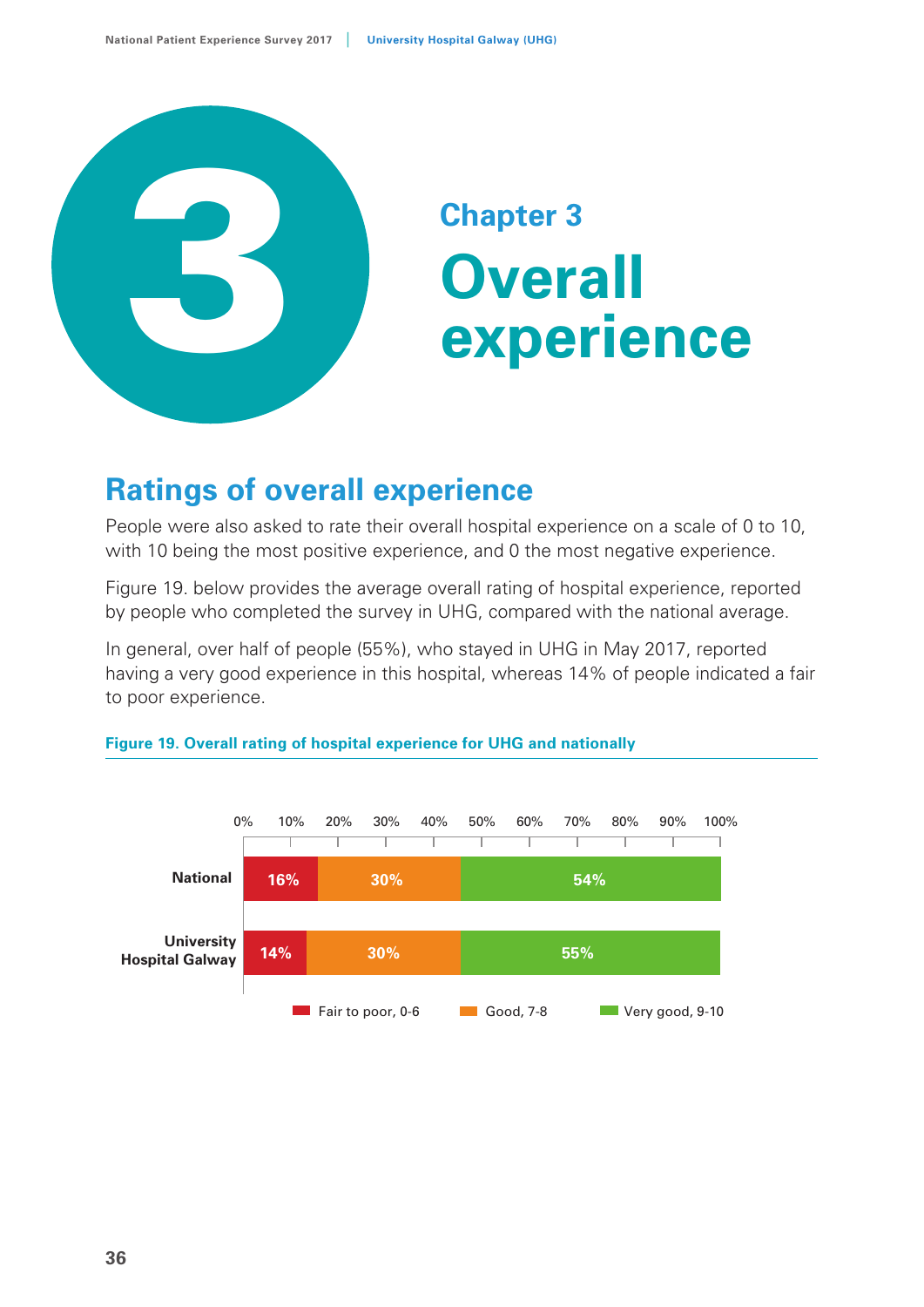# Chapter 3 Overall experience

## Ratings of overall experience

People were also asked to rate their overall hospital experience on a scale of 0 to 10, with 10 being the most positive experience, and 0 the most negative experience.

Figure 19. below provides the average overall rating of hospital experience, reported by people who completed the survey in UHG, compared with the national average.

In general, over half of people (55%), who stayed in UHG in May 2017, reported having a very good experience in this hospital, whereas 14% of people indicated a fair to poor experience.

**Figure 19. Overall rating of hospital experience for UHG and nationally**

| | Fair to poor, 0-6 | Good, 7-8 | Very good, 9-10 |
|---|---|---|---|
| National | 16% | 30% | 54% |
| University Hospital Galway | 14% | 30% | 55% |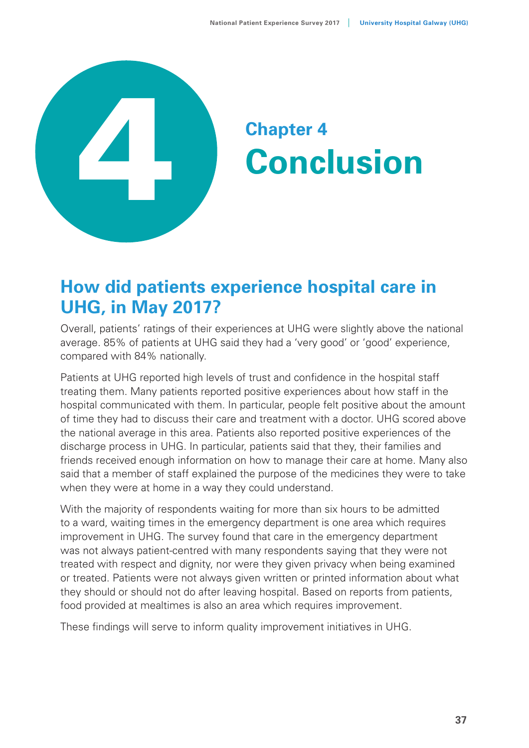# Chapter 4
# Conclusion

## How did patients experience hospital care in UHG, in May 2017?

Overall, patients' ratings of their experiences at UHG were slightly above the national average. 85% of patients at UHG said they had a 'very good' or 'good' experience, compared with 84% nationally.

Patients at UHG reported high levels of trust and confidence in the hospital staff treating them. Many patients reported positive experiences about how staff in the hospital communicated with them. In particular, people felt positive about the amount of time they had to discuss their care and treatment with a doctor. UHG scored above the national average in this area. Patients also reported positive experiences of the discharge process in UHG. In particular, patients said that they, their families and friends received enough information on how to manage their care at home. Many also said that a member of staff explained the purpose of the medicines they were to take when they were at home in a way they could understand.

With the majority of respondents waiting for more than six hours to be admitted to a ward, waiting times in the emergency department is one area which requires improvement in UHG. The survey found that care in the emergency department was not always patient-centred with many respondents saying that they were not treated with respect and dignity, nor were they given privacy when being examined or treated. Patients were not always given written or printed information about what they should or should not do after leaving hospital. Based on reports from patients, food provided at mealtimes is also an area which requires improvement.

These findings will serve to inform quality improvement initiatives in UHG.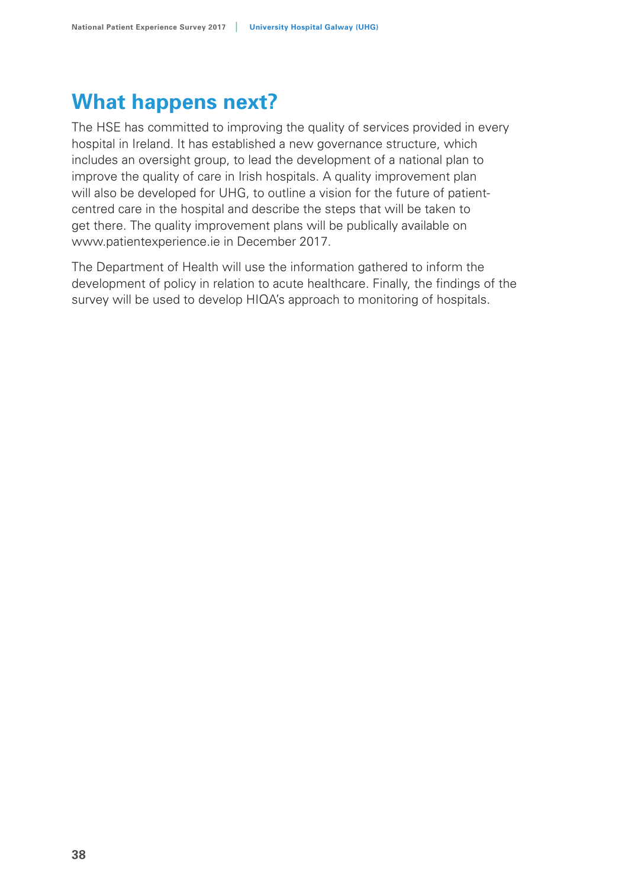# What happens next?

The HSE has committed to improving the quality of services provided in every hospital in Ireland. It has established a new governance structure, which includes an oversight group, to lead the development of a national plan to improve the quality of care in Irish hospitals. A quality improvement plan will also be developed for UHG, to outline a vision for the future of patient-centred care in the hospital and describe the steps that will be taken to get there. The quality improvement plans will be publically available on www.patientexperience.ie in December 2017.

The Department of Health will use the information gathered to inform the development of policy in relation to acute healthcare. Finally, the findings of the survey will be used to develop HIQA's approach to monitoring of hospitals.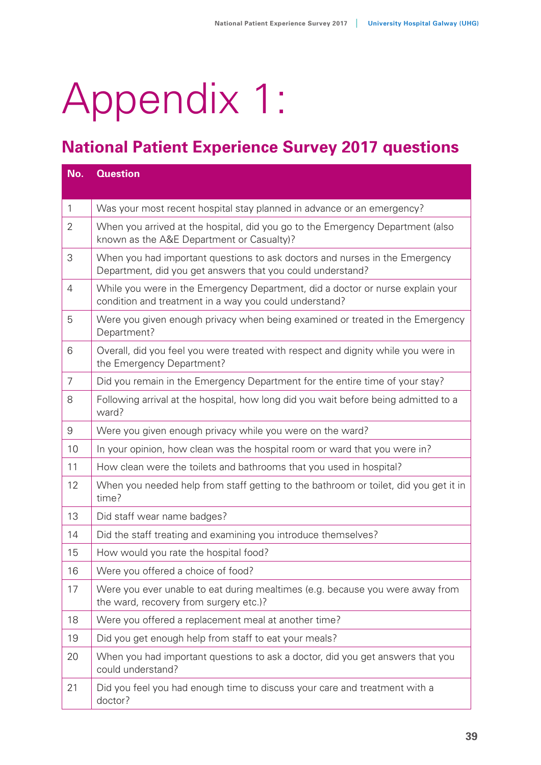# Appendix 1:

## National Patient Experience Survey 2017 questions

| No. | Question |
|---|---|
| 1 | Was your most recent hospital stay planned in advance or an emergency? |
| 2 | When you arrived at the hospital, did you go to the Emergency Department (also known as the A&E Department or Casualty)? |
| 3 | When you had important questions to ask doctors and nurses in the Emergency Department, did you get answers that you could understand? |
| 4 | While you were in the Emergency Department, did a doctor or nurse explain your condition and treatment in a way you could understand? |
| 5 | Were you given enough privacy when being examined or treated in the Emergency Department? |
| 6 | Overall, did you feel you were treated with respect and dignity while you were in the Emergency Department? |
| 7 | Did you remain in the Emergency Department for the entire time of your stay? |
| 8 | Following arrival at the hospital, how long did you wait before being admitted to a ward? |
| 9 | Were you given enough privacy while you were on the ward? |
| 10 | In your opinion, how clean was the hospital room or ward that you were in? |
| 11 | How clean were the toilets and bathrooms that you used in hospital? |
| 12 | When you needed help from staff getting to the bathroom or toilet, did you get it in time? |
| 13 | Did staff wear name badges? |
| 14 | Did the staff treating and examining you introduce themselves? |
| 15 | How would you rate the hospital food? |
| 16 | Were you offered a choice of food? |
| 17 | Were you ever unable to eat during mealtimes (e.g. because you were away from the ward, recovery from surgery etc.)? |
| 18 | Were you offered a replacement meal at another time? |
| 19 | Did you get enough help from staff to eat your meals? |
| 20 | When you had important questions to ask a doctor, did you get answers that you could understand? |
| 21 | Did you feel you had enough time to discuss your care and treatment with a doctor? |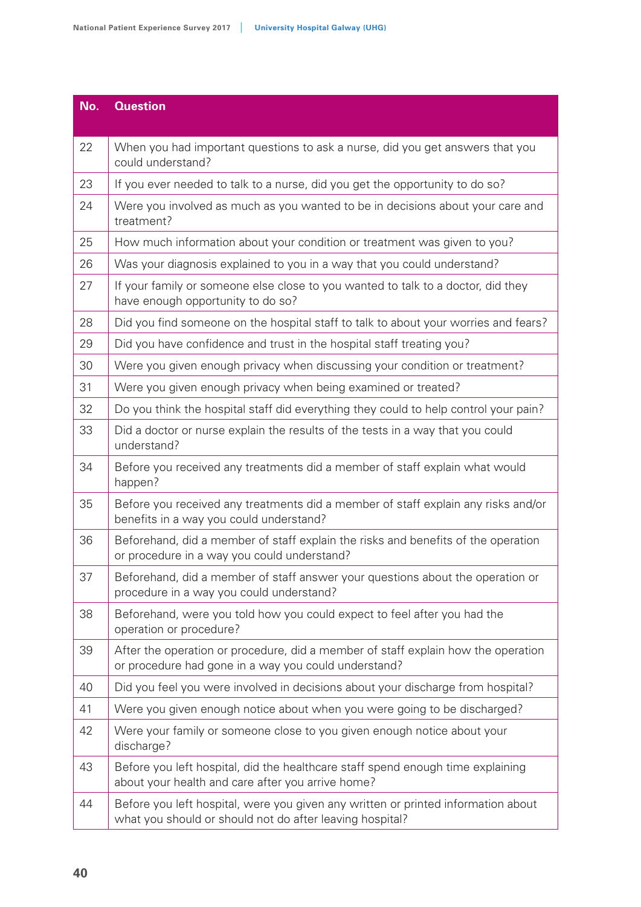| No. | Question |
|---|---|
| 22 | When you had important questions to ask a nurse, did you get answers that you could understand? |
| 23 | If you ever needed to talk to a nurse, did you get the opportunity to do so? |
| 24 | Were you involved as much as you wanted to be in decisions about your care and treatment? |
| 25 | How much information about your condition or treatment was given to you? |
| 26 | Was your diagnosis explained to you in a way that you could understand? |
| 27 | If your family or someone else close to you wanted to talk to a doctor, did they have enough opportunity to do so? |
| 28 | Did you find someone on the hospital staff to talk to about your worries and fears? |
| 29 | Did you have confidence and trust in the hospital staff treating you? |
| 30 | Were you given enough privacy when discussing your condition or treatment? |
| 31 | Were you given enough privacy when being examined or treated? |
| 32 | Do you think the hospital staff did everything they could to help control your pain? |
| 33 | Did a doctor or nurse explain the results of the tests in a way that you could understand? |
| 34 | Before you received any treatments did a member of staff explain what would happen? |
| 35 | Before you received any treatments did a member of staff explain any risks and/or benefits in a way you could understand? |
| 36 | Beforehand, did a member of staff explain the risks and benefits of the operation or procedure in a way you could understand? |
| 37 | Beforehand, did a member of staff answer your questions about the operation or procedure in a way you could understand? |
| 38 | Beforehand, were you told how you could expect to feel after you had the operation or procedure? |
| 39 | After the operation or procedure, did a member of staff explain how the operation or procedure had gone in a way you could understand? |
| 40 | Did you feel you were involved in decisions about your discharge from hospital? |
| 41 | Were you given enough notice about when you were going to be discharged? |
| 42 | Were your family or someone close to you given enough notice about your discharge? |
| 43 | Before you left hospital, did the healthcare staff spend enough time explaining about your health and care after you arrive home? |
| 44 | Before you left hospital, were you given any written or printed information about what you should or should not do after leaving hospital? |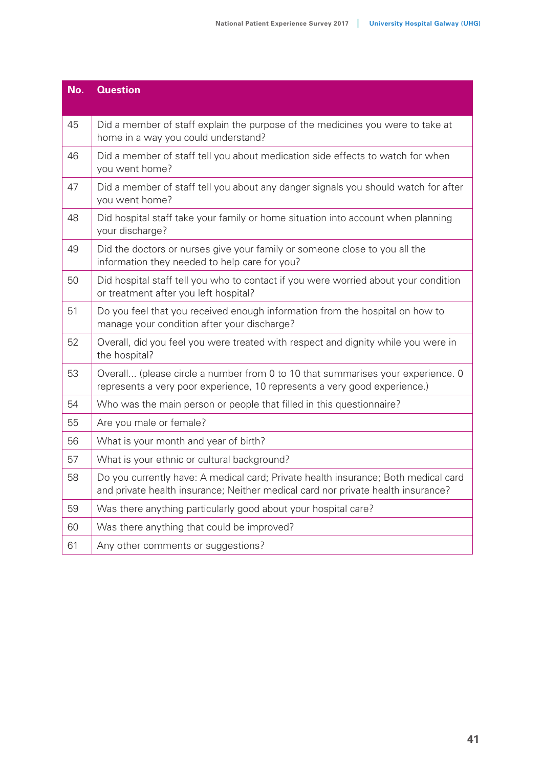| No. | Question |
|---|---|
| 45 | Did a member of staff explain the purpose of the medicines you were to take at home in a way you could understand? |
| 46 | Did a member of staff tell you about medication side effects to watch for when you went home? |
| 47 | Did a member of staff tell you about any danger signals you should watch for after you went home? |
| 48 | Did hospital staff take your family or home situation into account when planning your discharge? |
| 49 | Did the doctors or nurses give your family or someone close to you all the information they needed to help care for you? |
| 50 | Did hospital staff tell you who to contact if you were worried about your condition or treatment after you left hospital? |
| 51 | Do you feel that you received enough information from the hospital on how to manage your condition after your discharge? |
| 52 | Overall, did you feel you were treated with respect and dignity while you were in the hospital? |
| 53 | Overall... (please circle a number from 0 to 10 that summarises your experience. 0 represents a very poor experience, 10 represents a very good experience.) |
| 54 | Who was the main person or people that filled in this questionnaire? |
| 55 | Are you male or female? |
| 56 | What is your month and year of birth? |
| 57 | What is your ethnic or cultural background? |
| 58 | Do you currently have: A medical card; Private health insurance; Both medical card and private health insurance; Neither medical card nor private health insurance? |
| 59 | Was there anything particularly good about your hospital care? |
| 60 | Was there anything that could be improved? |
| 61 | Any other comments or suggestions? |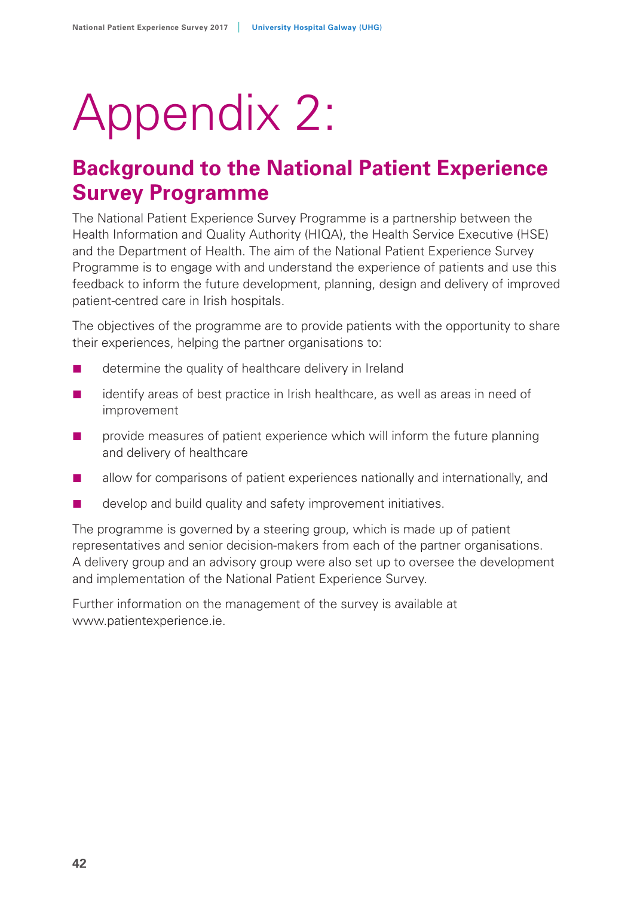# Appendix 2:

## Background to the National Patient Experience Survey Programme

The National Patient Experience Survey Programme is a partnership between the Health Information and Quality Authority (HIQA), the Health Service Executive (HSE) and the Department of Health. The aim of the National Patient Experience Survey Programme is to engage with and understand the experience of patients and use this feedback to inform the future development, planning, design and delivery of improved patient-centred care in Irish hospitals.

The objectives of the programme are to provide patients with the opportunity to share their experiences, helping the partner organisations to:

- determine the quality of healthcare delivery in Ireland
- identify areas of best practice in Irish healthcare, as well as areas in need of improvement
- provide measures of patient experience which will inform the future planning and delivery of healthcare
- allow for comparisons of patient experiences nationally and internationally, and
- develop and build quality and safety improvement initiatives.

The programme is governed by a steering group, which is made up of patient representatives and senior decision-makers from each of the partner organisations. A delivery group and an advisory group were also set up to oversee the development and implementation of the National Patient Experience Survey.

Further information on the management of the survey is available at www.patientexperience.ie.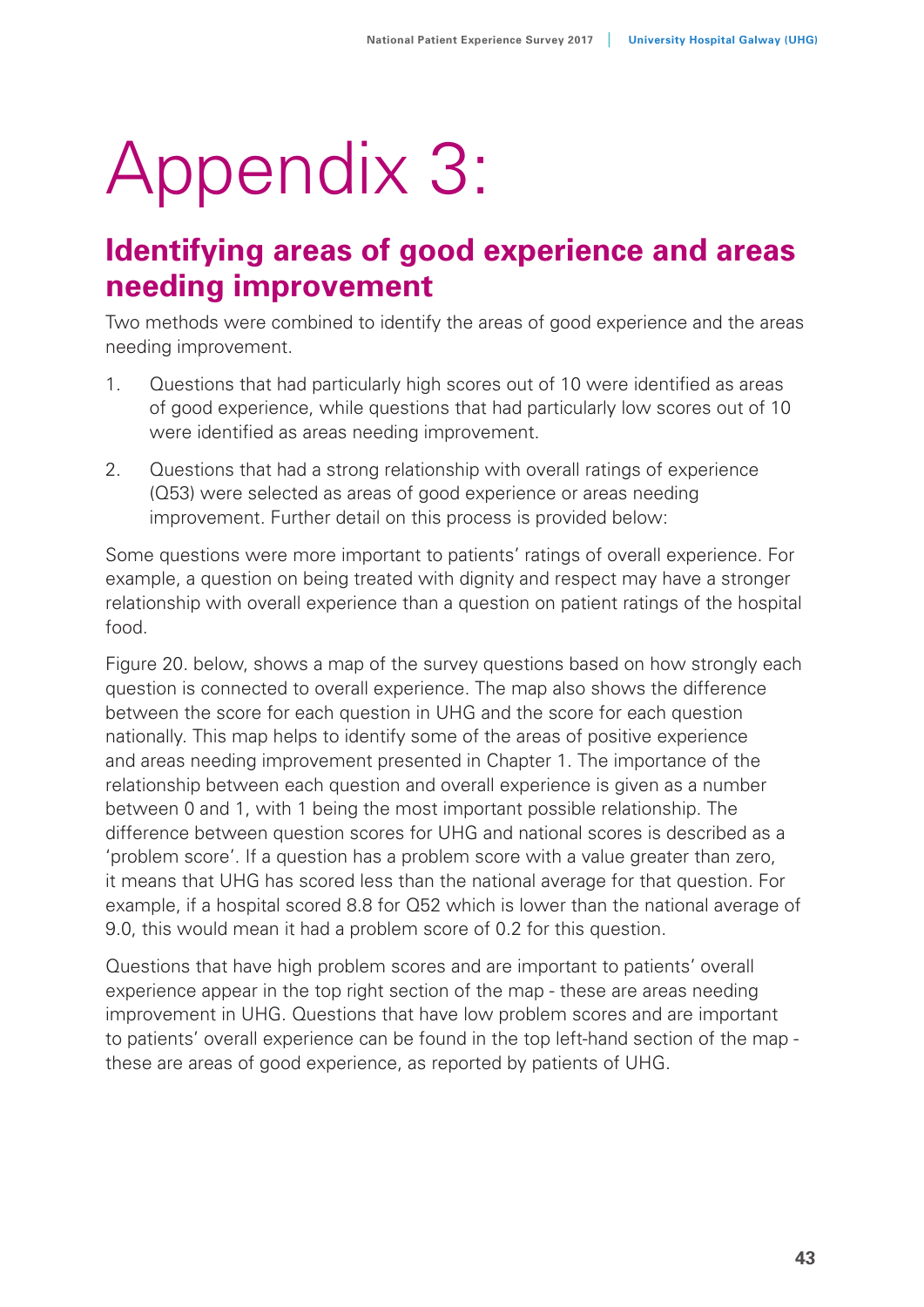# Appendix 3:

## Identifying areas of good experience and areas needing improvement

Two methods were combined to identify the areas of good experience and the areas needing improvement.

1. Questions that had particularly high scores out of 10 were identified as areas of good experience, while questions that had particularly low scores out of 10 were identified as areas needing improvement.
2. Questions that had a strong relationship with overall ratings of experience (Q53) were selected as areas of good experience or areas needing improvement. Further detail on this process is provided below:

Some questions were more important to patients' ratings of overall experience. For example, a question on being treated with dignity and respect may have a stronger relationship with overall experience than a question on patient ratings of the hospital food.

Figure 20. below, shows a map of the survey questions based on how strongly each question is connected to overall experience. The map also shows the difference between the score for each question in UHG and the score for each question nationally. This map helps to identify some of the areas of positive experience and areas needing improvement presented in Chapter 1. The importance of the relationship between each question and overall experience is given as a number between 0 and 1, with 1 being the most important possible relationship. The difference between question scores for UHG and national scores is described as a 'problem score'. If a question has a problem score with a value greater than zero, it means that UHG has scored less than the national average for that question. For example, if a hospital scored 8.8 for Q52 which is lower than the national average of 9.0, this would mean it had a problem score of 0.2 for this question.

Questions that have high problem scores and are important to patients' overall experience appear in the top right section of the map - these are areas needing improvement in UHG. Questions that have low problem scores and are important to patients' overall experience can be found in the top left-hand section of the map - these are areas of good experience, as reported by patients of UHG.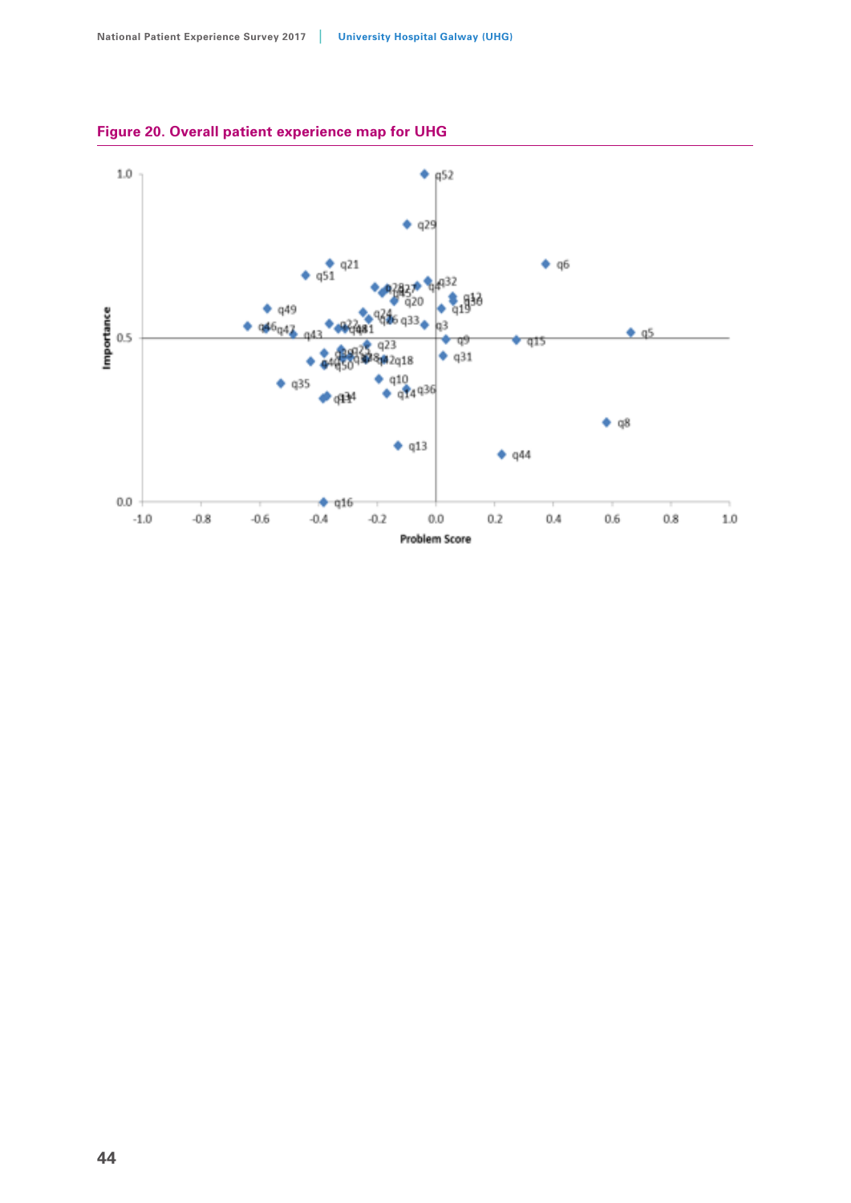## Figure 20. Overall patient experience map for UHG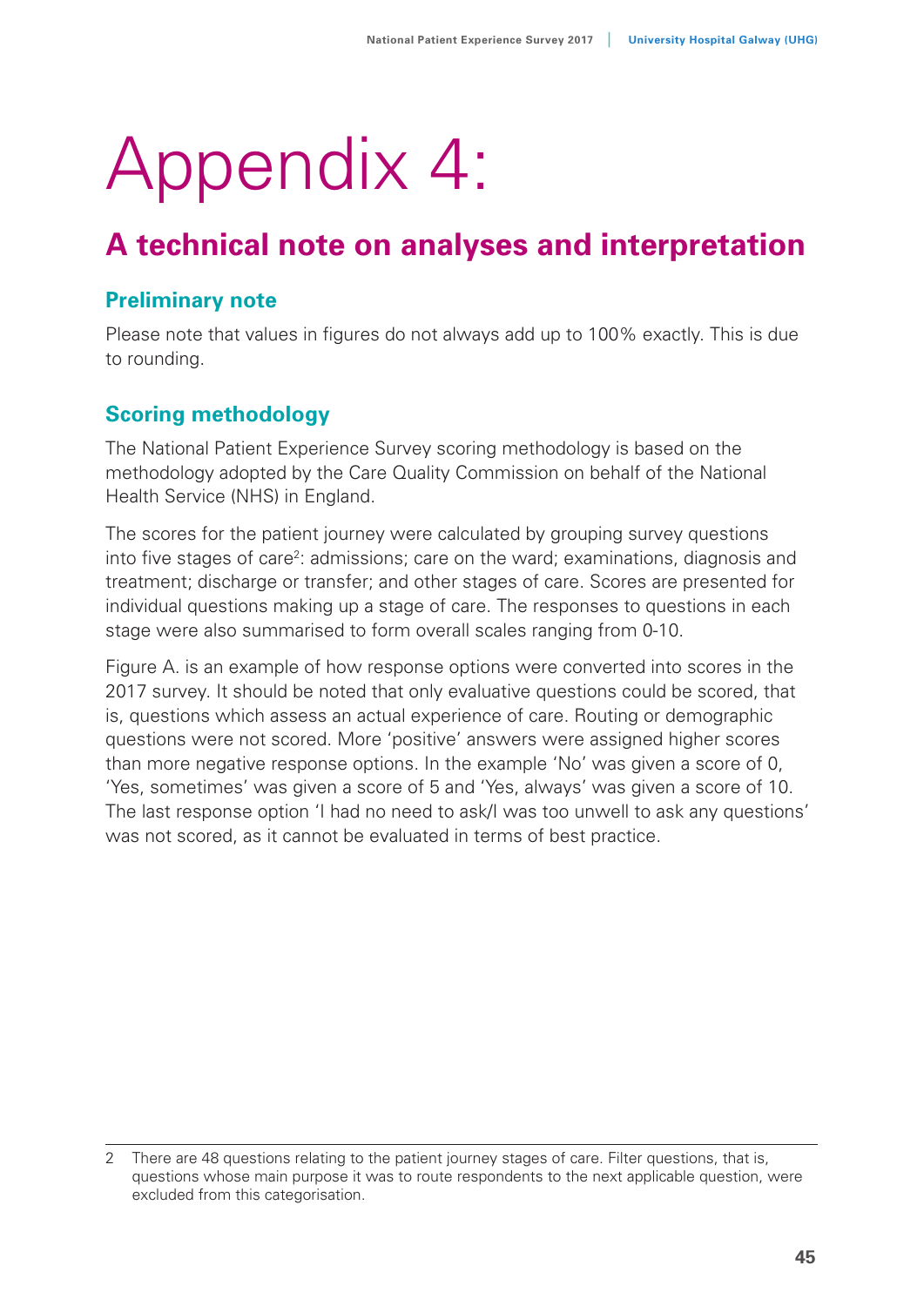# Appendix 4:

## A technical note on analyses and interpretation

### Preliminary note

Please note that values in figures do not always add up to 100% exactly. This is due to rounding.

### Scoring methodology

The National Patient Experience Survey scoring methodology is based on the methodology adopted by the Care Quality Commission on behalf of the National Health Service (NHS) in England.

The scores for the patient journey were calculated by grouping survey questions into five stages of care[2]: admissions; care on the ward; examinations, diagnosis and treatment; discharge or transfer; and other stages of care. Scores are presented for individual questions making up a stage of care. The responses to questions in each stage were also summarised to form overall scales ranging from 0-10.

Figure A. is an example of how response options were converted into scores in the 2017 survey. It should be noted that only evaluative questions could be scored, that is, questions which assess an actual experience of care. Routing or demographic questions were not scored. More 'positive' answers were assigned higher scores than more negative response options. In the example 'No' was given a score of 0, 'Yes, sometimes' was given a score of 5 and 'Yes, always' was given a score of 10. The last response option 'I had no need to ask/I was too unwell to ask any questions' was not scored, as it cannot be evaluated in terms of best practice.

---

2 There are 48 questions relating to the patient journey stages of care. Filter questions, that is, questions whose main purpose it was to route respondents to the next applicable question, were excluded from this categorisation.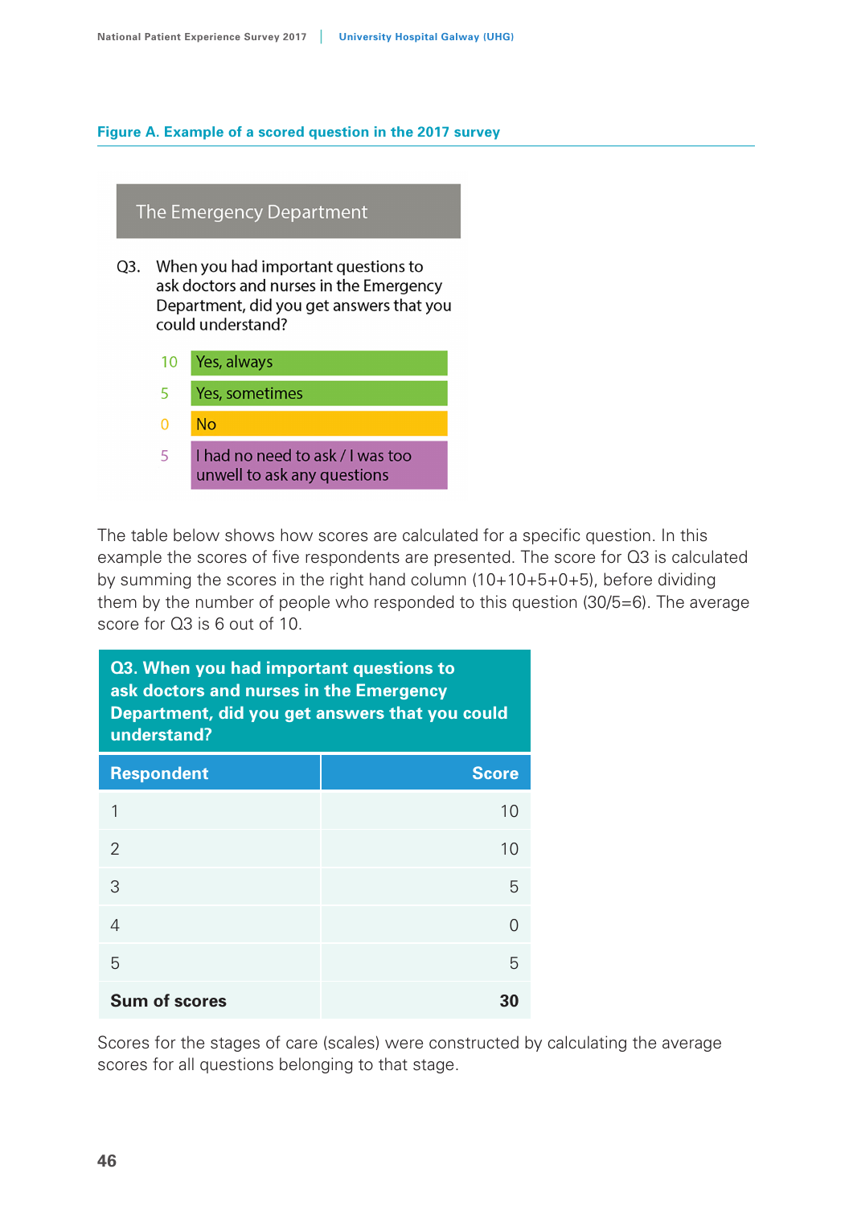**Figure A. Example of a scored question in the 2017 survey**

**The Emergency Department**

Q3. When you had important questions to ask doctors and nurses in the Emergency Department, did you get answers that you could understand?

| Score | Response |
|---|---|
| 10 | Yes, always |
| 5 | Yes, sometimes |
| 0 | No |
| 5 | I had no need to ask / I was too unwell to ask any questions |

The table below shows how scores are calculated for a specific question. In this example the scores of five respondents are presented. The score for Q3 is calculated by summing the scores in the right hand column (10+10+5+0+5), before dividing them by the number of people who responded to this question (30/5=6). The average score for Q3 is 6 out of 10.

| **Q3. When you had important questions to ask doctors and nurses in the Emergency Department, did you get answers that you could understand?** | |
|---|---|
| **Respondent** | **Score** |
| 1 | 10 |
| 2 | 10 |
| 3 | 5 |
| 4 | 0 |
| 5 | 5 |
| **Sum of scores** | **30** |

Scores for the stages of care (scales) were constructed by calculating the average scores for all questions belonging to that stage.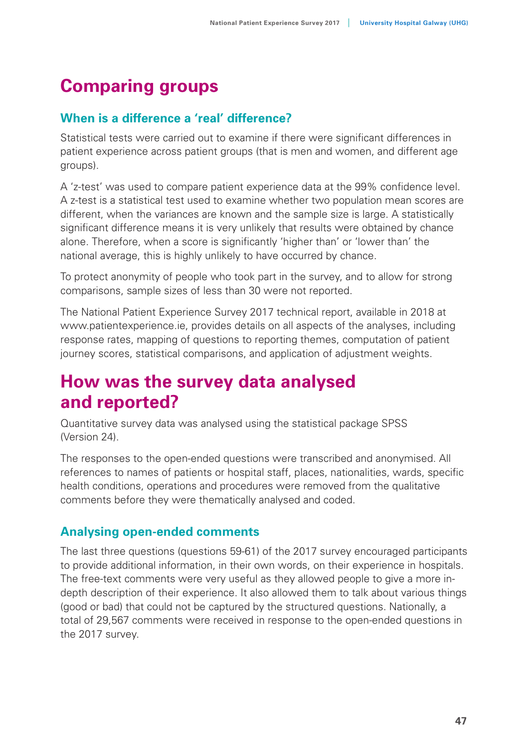# Comparing groups

## When is a difference a 'real' difference?

Statistical tests were carried out to examine if there were significant differences in patient experience across patient groups (that is men and women, and different age groups).

A 'z-test' was used to compare patient experience data at the 99% confidence level. A z-test is a statistical test used to examine whether two population mean scores are different, when the variances are known and the sample size is large. A statistically significant difference means it is very unlikely that results were obtained by chance alone. Therefore, when a score is significantly 'higher than' or 'lower than' the national average, this is highly unlikely to have occurred by chance.

To protect anonymity of people who took part in the survey, and to allow for strong comparisons, sample sizes of less than 30 were not reported.

The National Patient Experience Survey 2017 technical report, available in 2018 at www.patientexperience.ie, provides details on all aspects of the analyses, including response rates, mapping of questions to reporting themes, computation of patient journey scores, statistical comparisons, and application of adjustment weights.

# How was the survey data analysed and reported?

Quantitative survey data was analysed using the statistical package SPSS (Version 24).

The responses to the open-ended questions were transcribed and anonymised. All references to names of patients or hospital staff, places, nationalities, wards, specific health conditions, operations and procedures were removed from the qualitative comments before they were thematically analysed and coded.

## Analysing open-ended comments

The last three questions (questions 59-61) of the 2017 survey encouraged participants to provide additional information, in their own words, on their experience in hospitals. The free-text comments were very useful as they allowed people to give a more in-depth description of their experience. It also allowed them to talk about various things (good or bad) that could not be captured by the structured questions. Nationally, a total of 29,567 comments were received in response to the open-ended questions in the 2017 survey.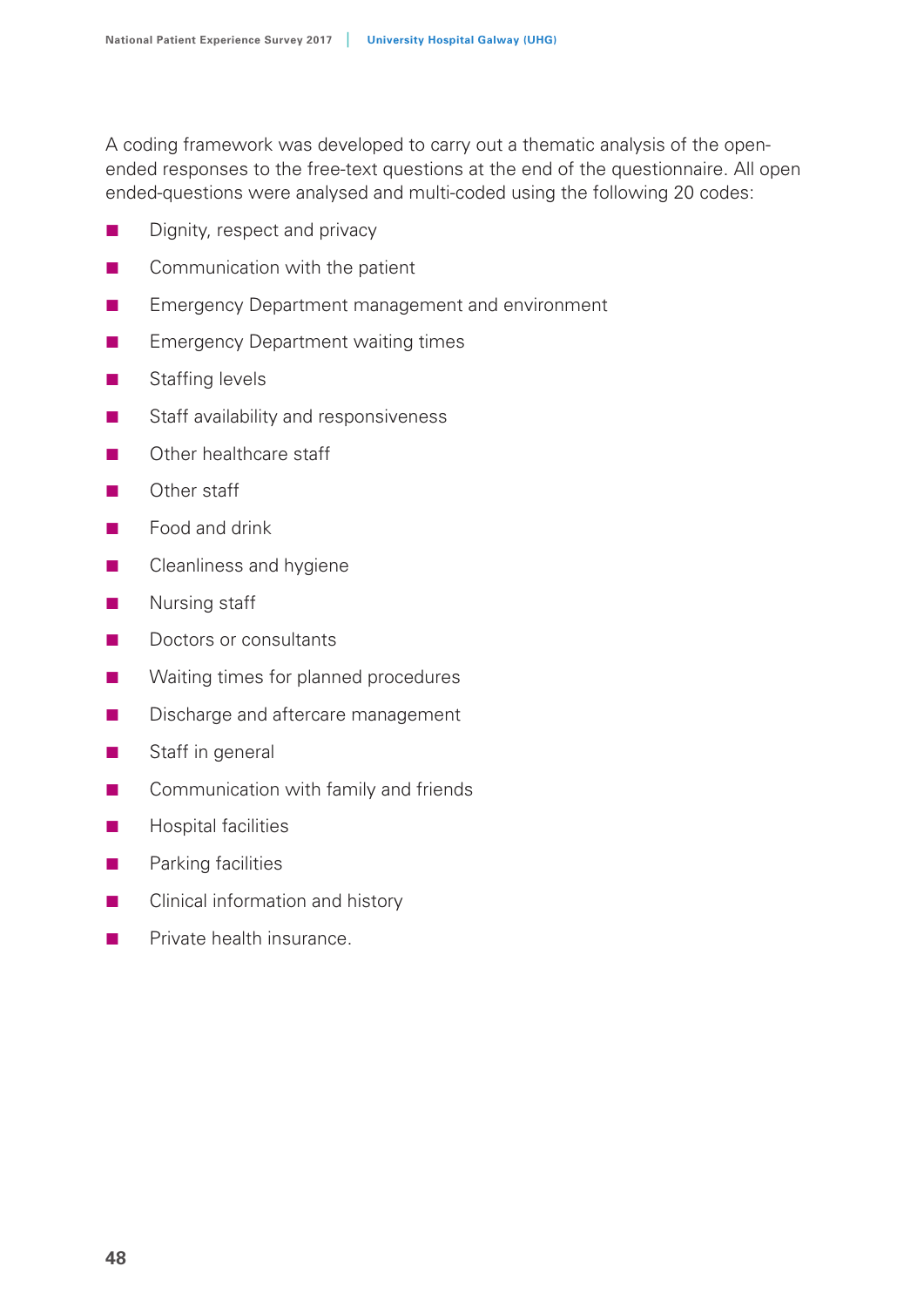A coding framework was developed to carry out a thematic analysis of the open-ended responses to the free-text questions at the end of the questionnaire. All open ended-questions were analysed and multi-coded using the following 20 codes:

- Dignity, respect and privacy
- Communication with the patient
- Emergency Department management and environment
- Emergency Department waiting times
- Staffing levels
- Staff availability and responsiveness
- Other healthcare staff
- Other staff
- Food and drink
- Cleanliness and hygiene
- Nursing staff
- Doctors or consultants
- Waiting times for planned procedures
- Discharge and aftercare management
- Staff in general
- Communication with family and friends
- Hospital facilities
- Parking facilities
- Clinical information and history
- Private health insurance.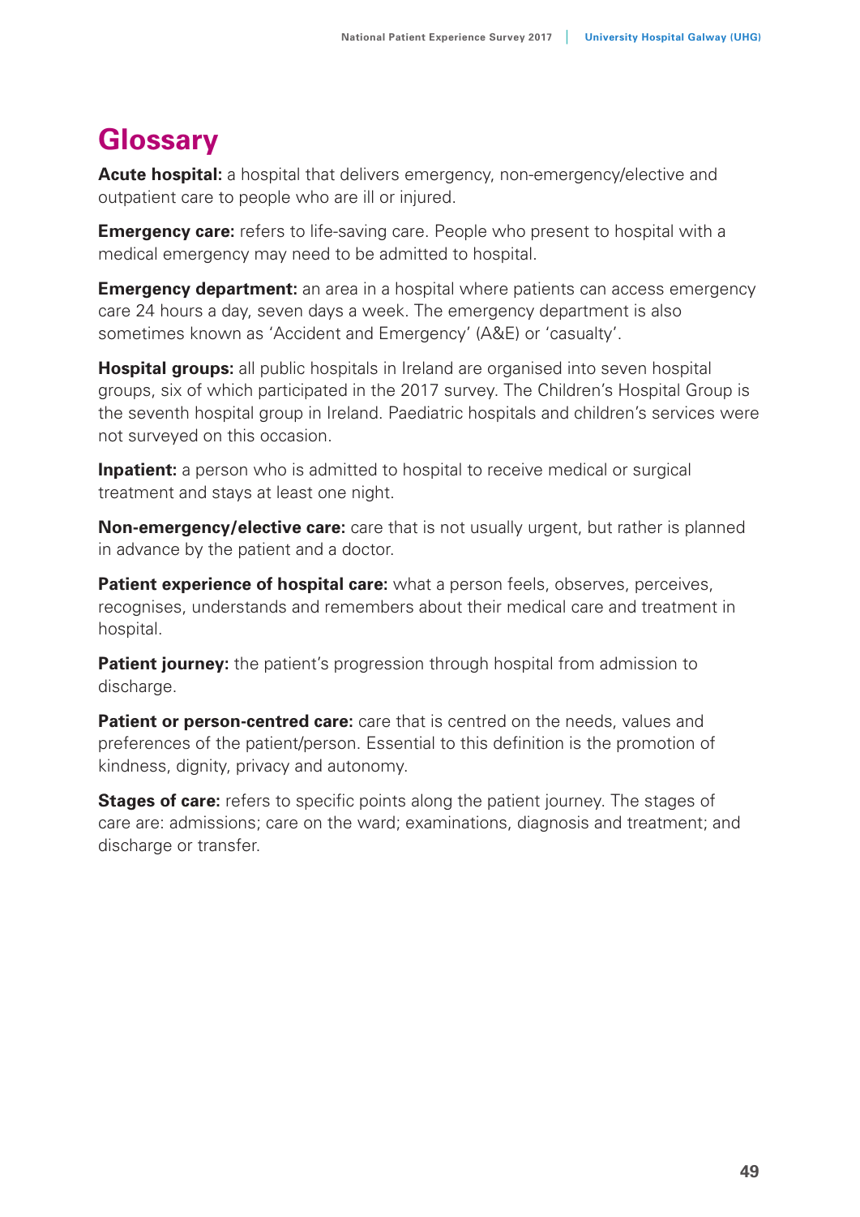# Glossary

**Acute hospital:** a hospital that delivers emergency, non-emergency/elective and outpatient care to people who are ill or injured.

**Emergency care:** refers to life-saving care. People who present to hospital with a medical emergency may need to be admitted to hospital.

**Emergency department:** an area in a hospital where patients can access emergency care 24 hours a day, seven days a week. The emergency department is also sometimes known as 'Accident and Emergency' (A&E) or 'casualty'.

**Hospital groups:** all public hospitals in Ireland are organised into seven hospital groups, six of which participated in the 2017 survey. The Children's Hospital Group is the seventh hospital group in Ireland. Paediatric hospitals and children's services were not surveyed on this occasion.

**Inpatient:** a person who is admitted to hospital to receive medical or surgical treatment and stays at least one night.

**Non-emergency/elective care:** care that is not usually urgent, but rather is planned in advance by the patient and a doctor.

**Patient experience of hospital care:** what a person feels, observes, perceives, recognises, understands and remembers about their medical care and treatment in hospital.

**Patient journey:** the patient's progression through hospital from admission to discharge.

**Patient or person-centred care:** care that is centred on the needs, values and preferences of the patient/person. Essential to this definition is the promotion of kindness, dignity, privacy and autonomy.

**Stages of care:** refers to specific points along the patient journey. The stages of care are: admissions; care on the ward; examinations, diagnosis and treatment; and discharge or transfer.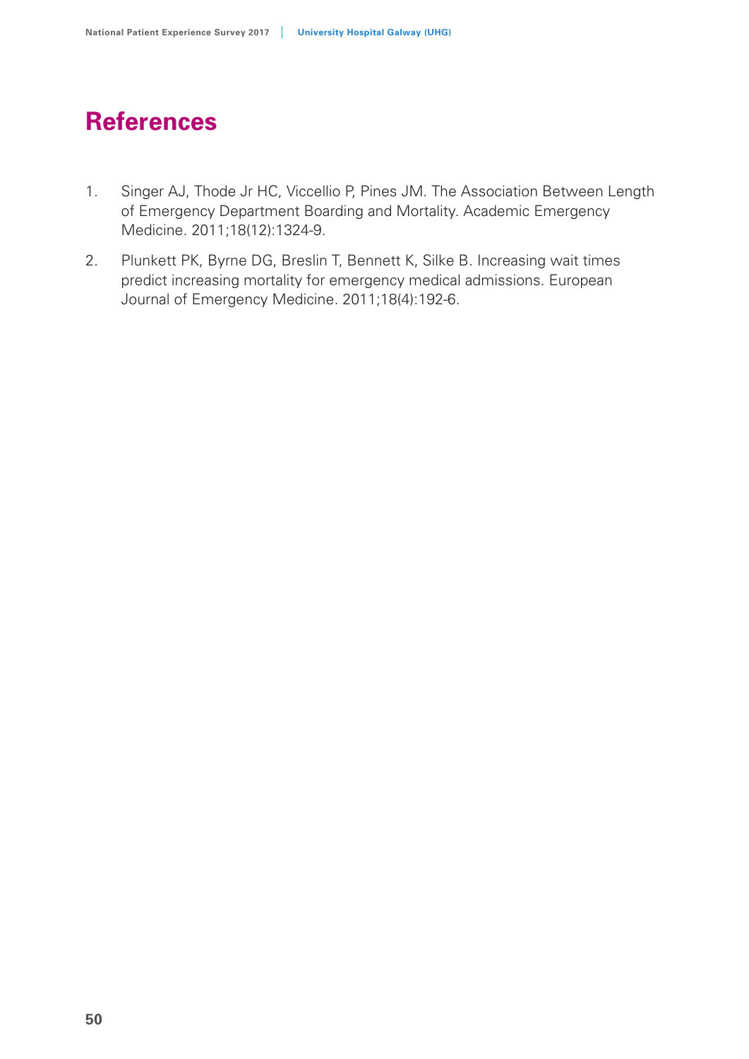# References

1. Singer AJ, Thode Jr HC, Viccellio P, Pines JM. The Association Between Length of Emergency Department Boarding and Mortality. Academic Emergency Medicine. 2011;18(12):1324-9.

2. Plunkett PK, Byrne DG, Breslin T, Bennett K, Silke B. Increasing wait times predict increasing mortality for emergency medical admissions. European Journal of Emergency Medicine. 2011;18(4):192-6.